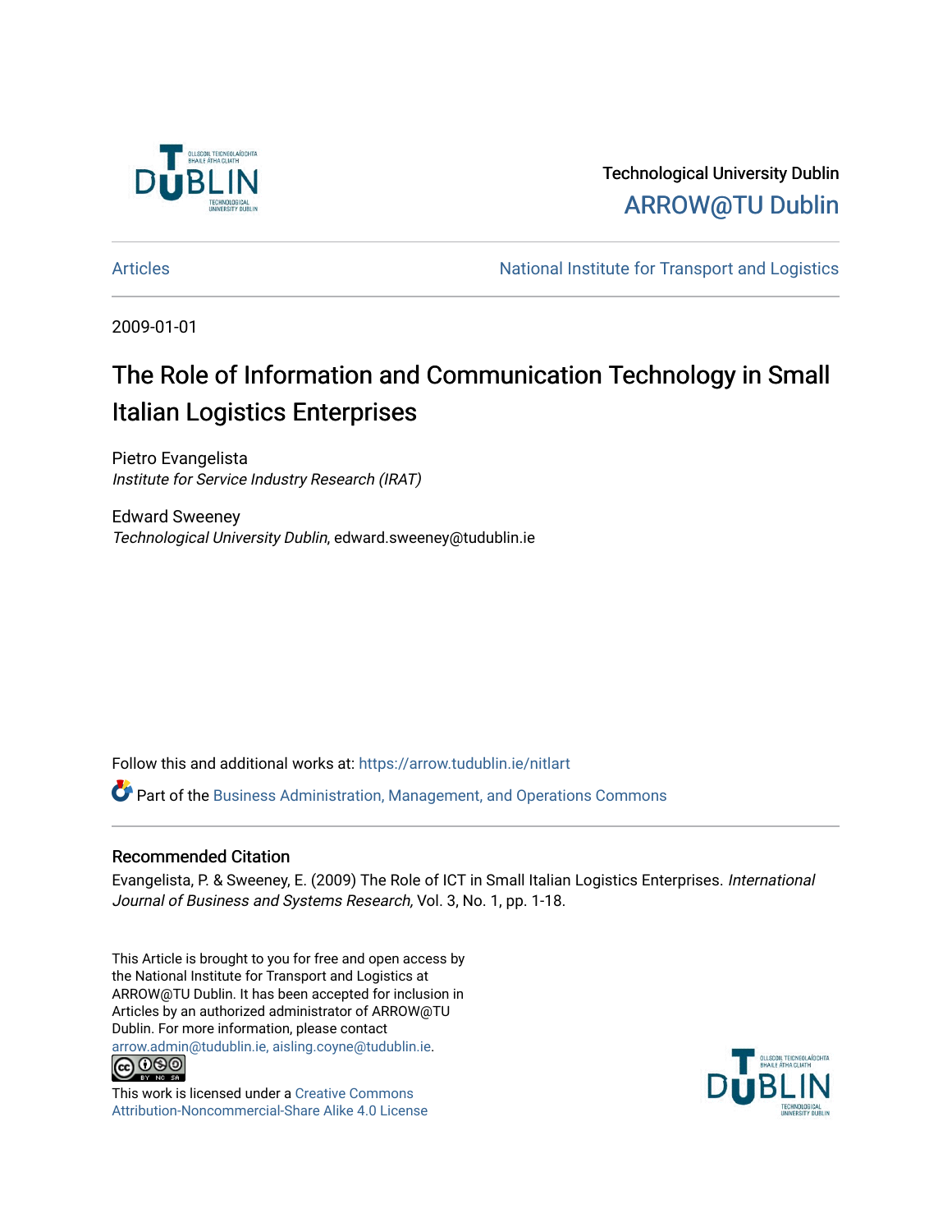Technological University Dublin

ARROW@TU Dublin

Articles | National Institute for Transport and Logistics

2009-01-01

# The Role of Information and Communication Technology in Small Italian Logistics Enterprises

Pietro Evangelista
*Institute for Service Industry Research (IRAT)*

Edward Sweeney
*Technological University Dublin*, edward.sweeney@tudublin.ie

Follow this and additional works at: https://arrow.tudublin.ie/nitlart

Part of the Business Administration, Management, and Operations Commons

## Recommended Citation

Evangelista, P. & Sweeney, E. (2009) The Role of ICT in Small Italian Logistics Enterprises. *International Journal of Business and Systems Research,* Vol. 3, No. 1, pp. 1-18.

This Article is brought to you for free and open access by the National Institute for Transport and Logistics at ARROW@TU Dublin. It has been accepted for inclusion in Articles by an authorized administrator of ARROW@TU Dublin. For more information, please contact arrow.admin@tudublin.ie, aisling.coyne@tudublin.ie.

This work is licensed under a Creative Commons Attribution-Noncommercial-Share Alike 4.0 License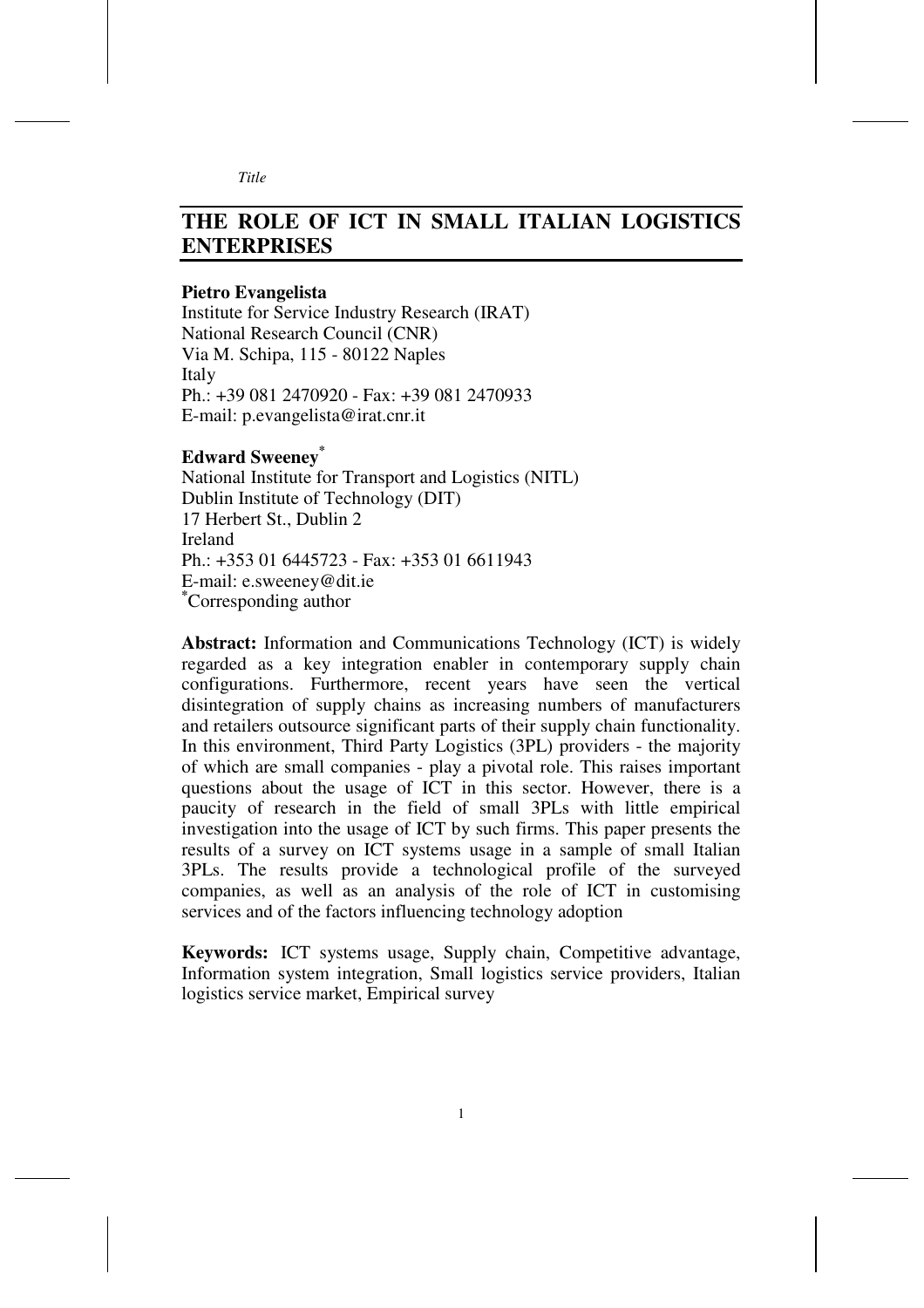*Title*

# THE ROLE OF ICT IN SMALL ITALIAN LOGISTICS ENTERPRISES

**Pietro Evangelista**
Institute for Service Industry Research (IRAT)
National Research Council (CNR)
Via M. Schipa, 115 - 80122 Naples
Italy
Ph.: +39 081 2470920 - Fax: +39 081 2470933
E-mail: p.evangelista@irat.cnr.it

**Edward Sweeney**[*]
National Institute for Transport and Logistics (NITL)
Dublin Institute of Technology (DIT)
17 Herbert St., Dublin 2
Ireland
Ph.: +353 01 6445723 - Fax: +353 01 6611943
E-mail: e.sweeney@dit.ie
[*]Corresponding author

**Abstract:** Information and Communications Technology (ICT) is widely regarded as a key integration enabler in contemporary supply chain configurations. Furthermore, recent years have seen the vertical disintegration of supply chains as increasing numbers of manufacturers and retailers outsource significant parts of their supply chain functionality. In this environment, Third Party Logistics (3PL) providers - the majority of which are small companies - play a pivotal role. This raises important questions about the usage of ICT in this sector. However, there is a paucity of research in the field of small 3PLs with little empirical investigation into the usage of ICT by such firms. This paper presents the results of a survey on ICT systems usage in a sample of small Italian 3PLs. The results provide a technological profile of the surveyed companies, as well as an analysis of the role of ICT in customising services and of the factors influencing technology adoption

**Keywords:** ICT systems usage, Supply chain, Competitive advantage, Information system integration, Small logistics service providers, Italian logistics service market, Empirical survey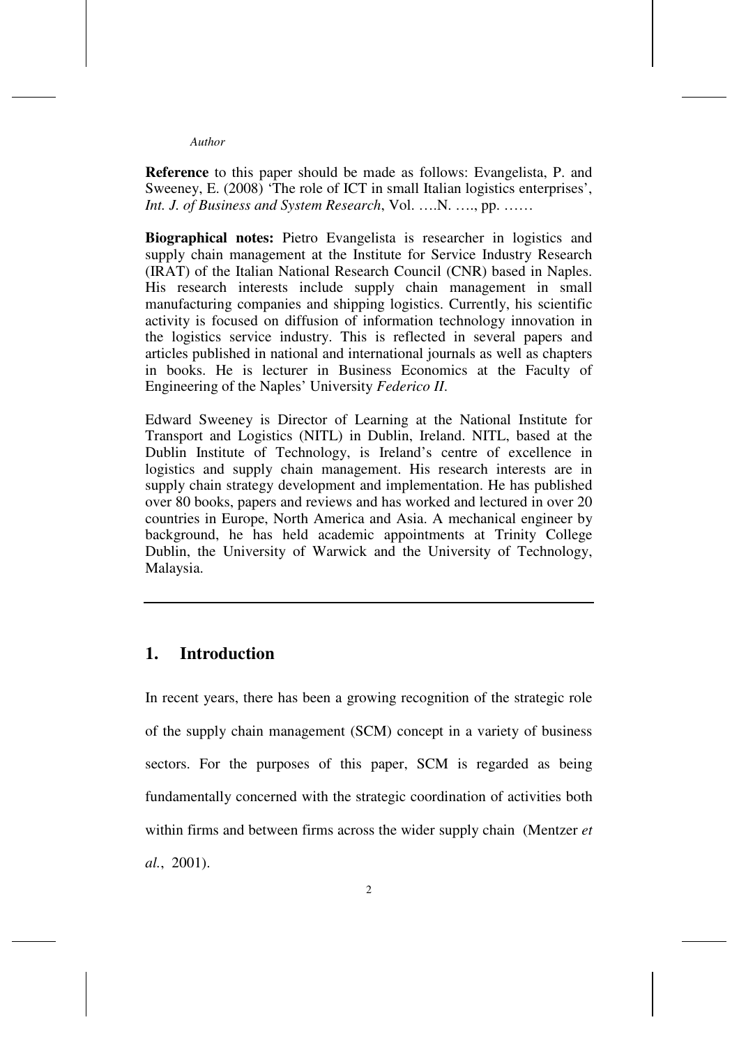**Reference** to this paper should be made as follows: Evangelista, P. and Sweeney, E. (2008) 'The role of ICT in small Italian logistics enterprises', *Int. J. of Business and System Research*, Vol. ….N. …., pp. ……

**Biographical notes:** Pietro Evangelista is researcher in logistics and supply chain management at the Institute for Service Industry Research (IRAT) of the Italian National Research Council (CNR) based in Naples. His research interests include supply chain management in small manufacturing companies and shipping logistics. Currently, his scientific activity is focused on diffusion of information technology innovation in the logistics service industry. This is reflected in several papers and articles published in national and international journals as well as chapters in books. He is lecturer in Business Economics at the Faculty of Engineering of the Naples' University *Federico II*.

Edward Sweeney is Director of Learning at the National Institute for Transport and Logistics (NITL) in Dublin, Ireland. NITL, based at the Dublin Institute of Technology, is Ireland's centre of excellence in logistics and supply chain management. His research interests are in supply chain strategy development and implementation. He has published over 80 books, papers and reviews and has worked and lectured in over 20 countries in Europe, North America and Asia. A mechanical engineer by background, he has held academic appointments at Trinity College Dublin, the University of Warwick and the University of Technology, Malaysia.

## 1. Introduction

In recent years, there has been a growing recognition of the strategic role of the supply chain management (SCM) concept in a variety of business sectors. For the purposes of this paper, SCM is regarded as being fundamentally concerned with the strategic coordination of activities both within firms and between firms across the wider supply chain (Mentzer *et al.*, 2001).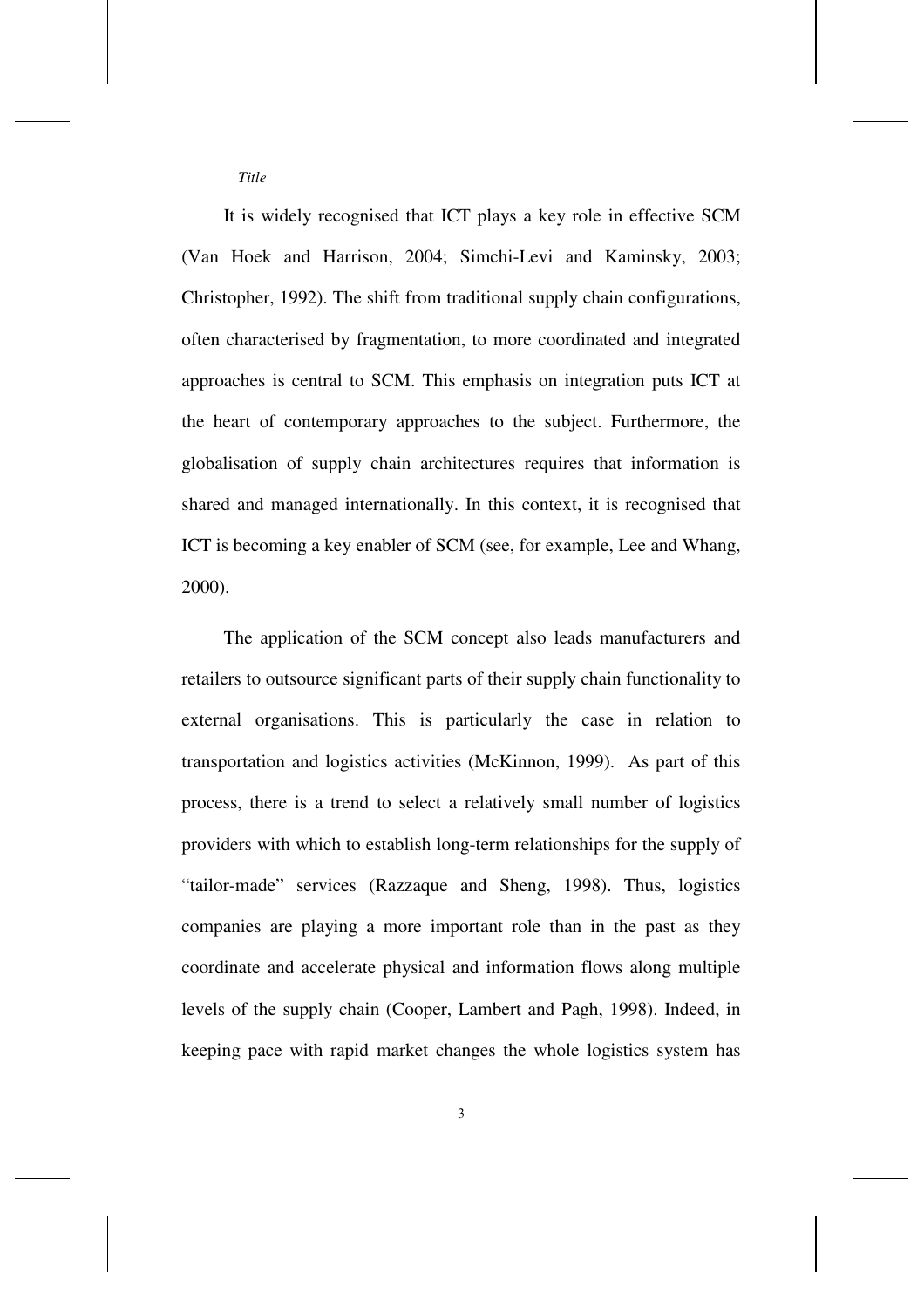It is widely recognised that ICT plays a key role in effective SCM (Van Hoek and Harrison, 2004; Simchi-Levi and Kaminsky, 2003; Christopher, 1992). The shift from traditional supply chain configurations, often characterised by fragmentation, to more coordinated and integrated approaches is central to SCM. This emphasis on integration puts ICT at the heart of contemporary approaches to the subject. Furthermore, the globalisation of supply chain architectures requires that information is shared and managed internationally. In this context, it is recognised that ICT is becoming a key enabler of SCM (see, for example, Lee and Whang, 2000).

The application of the SCM concept also leads manufacturers and retailers to outsource significant parts of their supply chain functionality to external organisations. This is particularly the case in relation to transportation and logistics activities (McKinnon, 1999). As part of this process, there is a trend to select a relatively small number of logistics providers with which to establish long-term relationships for the supply of "tailor-made" services (Razzaque and Sheng, 1998). Thus, logistics companies are playing a more important role than in the past as they coordinate and accelerate physical and information flows along multiple levels of the supply chain (Cooper, Lambert and Pagh, 1998). Indeed, in keeping pace with rapid market changes the whole logistics system has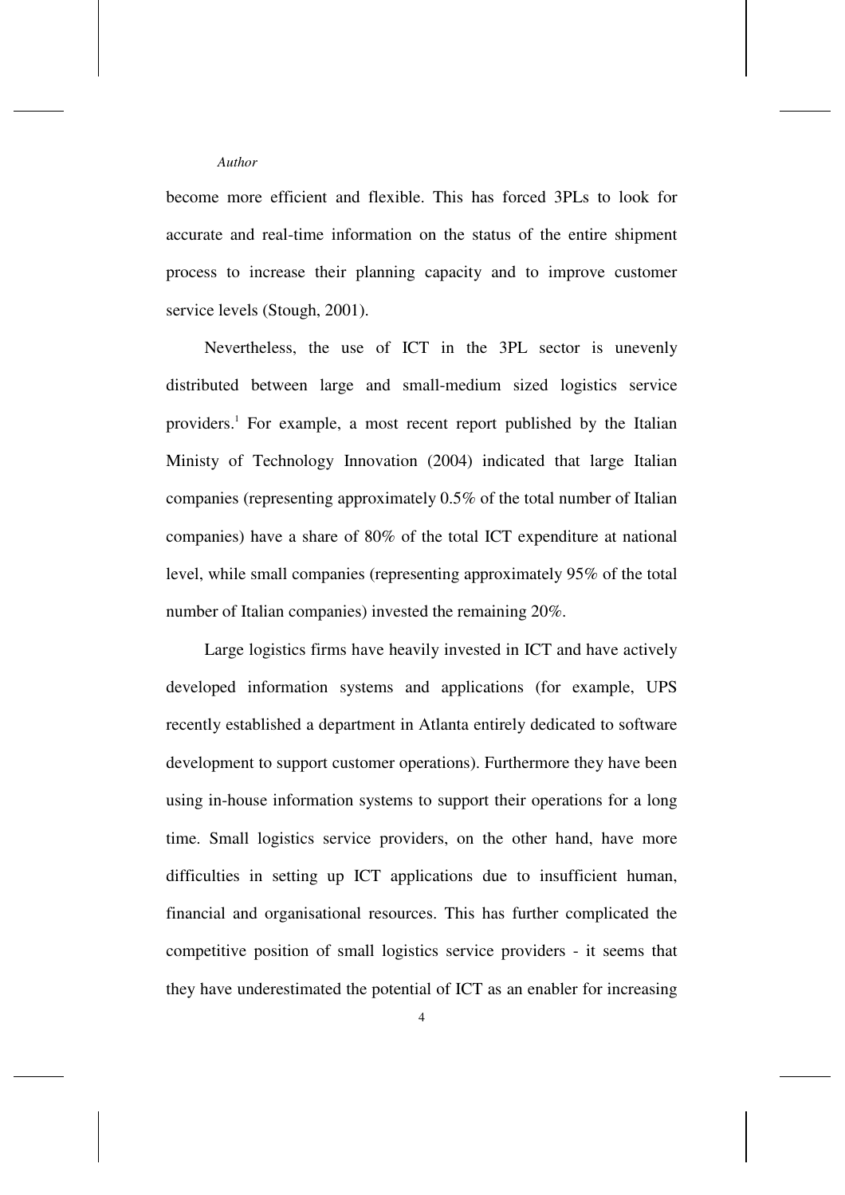become more efficient and flexible. This has forced 3PLs to look for accurate and real-time information on the status of the entire shipment process to increase their planning capacity and to improve customer service levels (Stough, 2001).

Nevertheless, the use of ICT in the 3PL sector is unevenly distributed between large and small-medium sized logistics service providers.[1] For example, a most recent report published by the Italian Ministy of Technology Innovation (2004) indicated that large Italian companies (representing approximately 0.5% of the total number of Italian companies) have a share of 80% of the total ICT expenditure at national level, while small companies (representing approximately 95% of the total number of Italian companies) invested the remaining 20%.

Large logistics firms have heavily invested in ICT and have actively developed information systems and applications (for example, UPS recently established a department in Atlanta entirely dedicated to software development to support customer operations). Furthermore they have been using in-house information systems to support their operations for a long time. Small logistics service providers, on the other hand, have more difficulties in setting up ICT applications due to insufficient human, financial and organisational resources. This has further complicated the competitive position of small logistics service providers - it seems that they have underestimated the potential of ICT as an enabler for increasing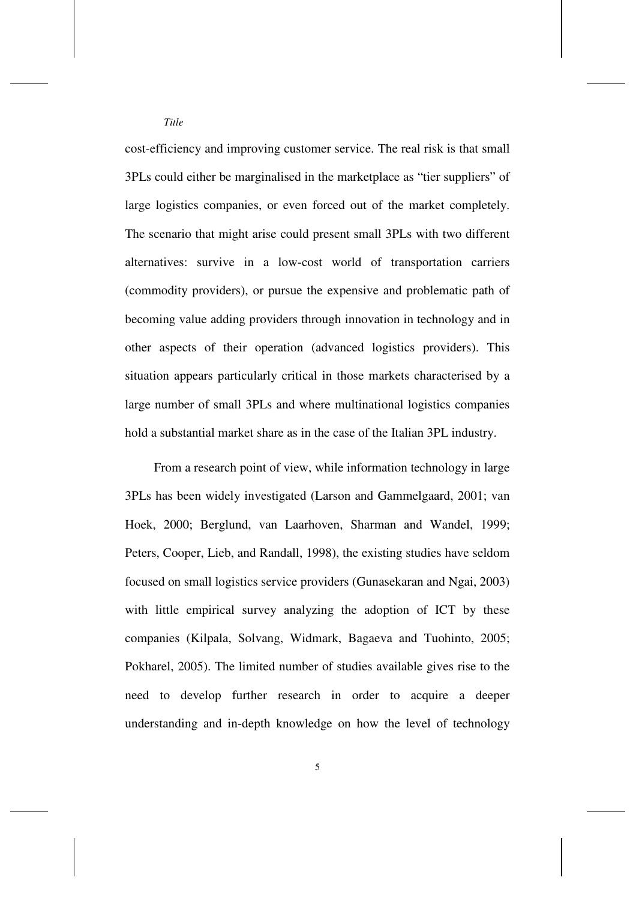cost-efficiency and improving customer service. The real risk is that small 3PLs could either be marginalised in the marketplace as "tier suppliers" of large logistics companies, or even forced out of the market completely. The scenario that might arise could present small 3PLs with two different alternatives: survive in a low-cost world of transportation carriers (commodity providers), or pursue the expensive and problematic path of becoming value adding providers through innovation in technology and in other aspects of their operation (advanced logistics providers). This situation appears particularly critical in those markets characterised by a large number of small 3PLs and where multinational logistics companies hold a substantial market share as in the case of the Italian 3PL industry.

From a research point of view, while information technology in large 3PLs has been widely investigated (Larson and Gammelgaard, 2001; van Hoek, 2000; Berglund, van Laarhoven, Sharman and Wandel, 1999; Peters, Cooper, Lieb, and Randall, 1998), the existing studies have seldom focused on small logistics service providers (Gunasekaran and Ngai, 2003) with little empirical survey analyzing the adoption of ICT by these companies (Kilpala, Solvang, Widmark, Bagaeva and Tuohinto, 2005; Pokharel, 2005). The limited number of studies available gives rise to the need to develop further research in order to acquire a deeper understanding and in-depth knowledge on how the level of technology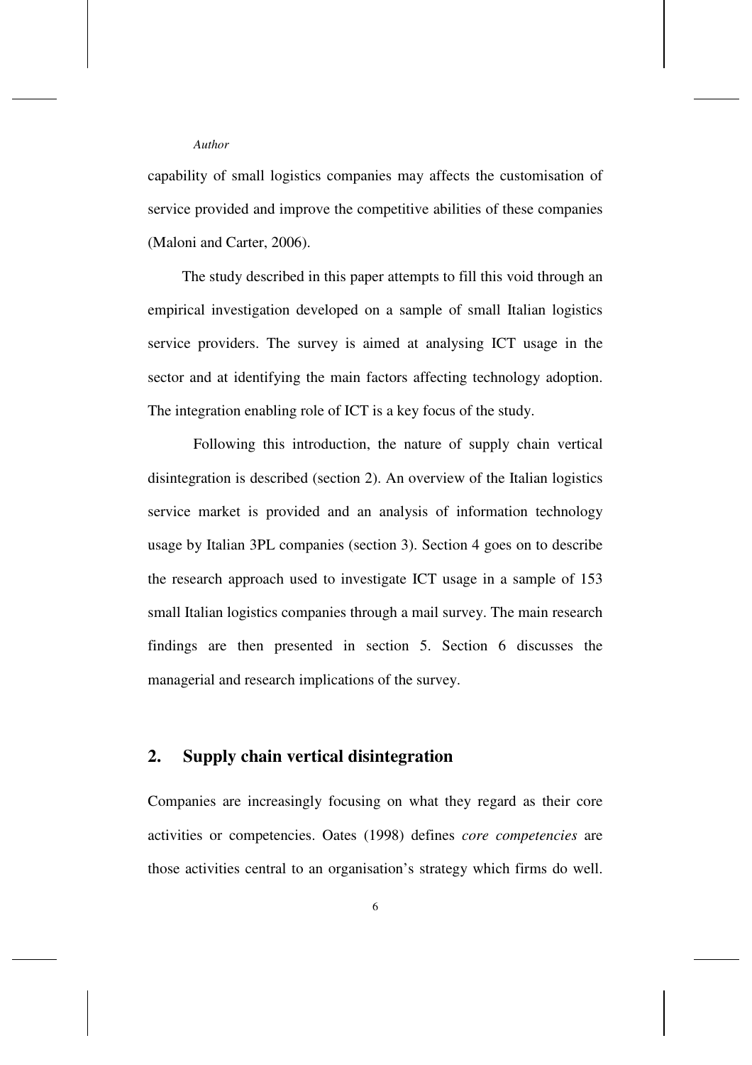capability of small logistics companies may affects the customisation of service provided and improve the competitive abilities of these companies (Maloni and Carter, 2006).

The study described in this paper attempts to fill this void through an empirical investigation developed on a sample of small Italian logistics service providers. The survey is aimed at analysing ICT usage in the sector and at identifying the main factors affecting technology adoption. The integration enabling role of ICT is a key focus of the study.

Following this introduction, the nature of supply chain vertical disintegration is described (section 2). An overview of the Italian logistics service market is provided and an analysis of information technology usage by Italian 3PL companies (section 3). Section 4 goes on to describe the research approach used to investigate ICT usage in a sample of 153 small Italian logistics companies through a mail survey. The main research findings are then presented in section 5. Section 6 discusses the managerial and research implications of the survey.

## 2. Supply chain vertical disintegration

Companies are increasingly focusing on what they regard as their core activities or competencies. Oates (1998) defines *core competencies* are those activities central to an organisation's strategy which firms do well.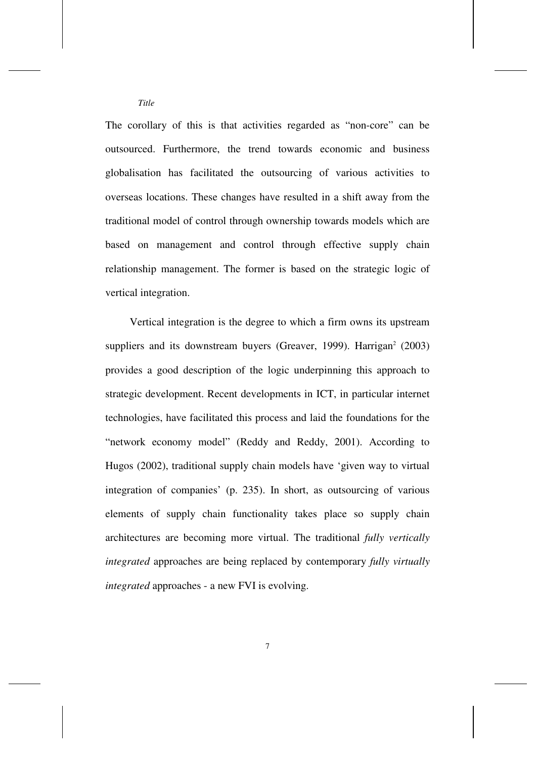The corollary of this is that activities regarded as "non-core" can be outsourced. Furthermore, the trend towards economic and business globalisation has facilitated the outsourcing of various activities to overseas locations. These changes have resulted in a shift away from the traditional model of control through ownership towards models which are based on management and control through effective supply chain relationship management. The former is based on the strategic logic of vertical integration.

Vertical integration is the degree to which a firm owns its upstream suppliers and its downstream buyers (Greaver, 1999). Harrigan[2] (2003) provides a good description of the logic underpinning this approach to strategic development. Recent developments in ICT, in particular internet technologies, have facilitated this process and laid the foundations for the "network economy model" (Reddy and Reddy, 2001). According to Hugos (2002), traditional supply chain models have 'given way to virtual integration of companies' (p. 235). In short, as outsourcing of various elements of supply chain functionality takes place so supply chain architectures are becoming more virtual. The traditional *fully vertically integrated* approaches are being replaced by contemporary *fully virtually integrated* approaches - a new FVI is evolving.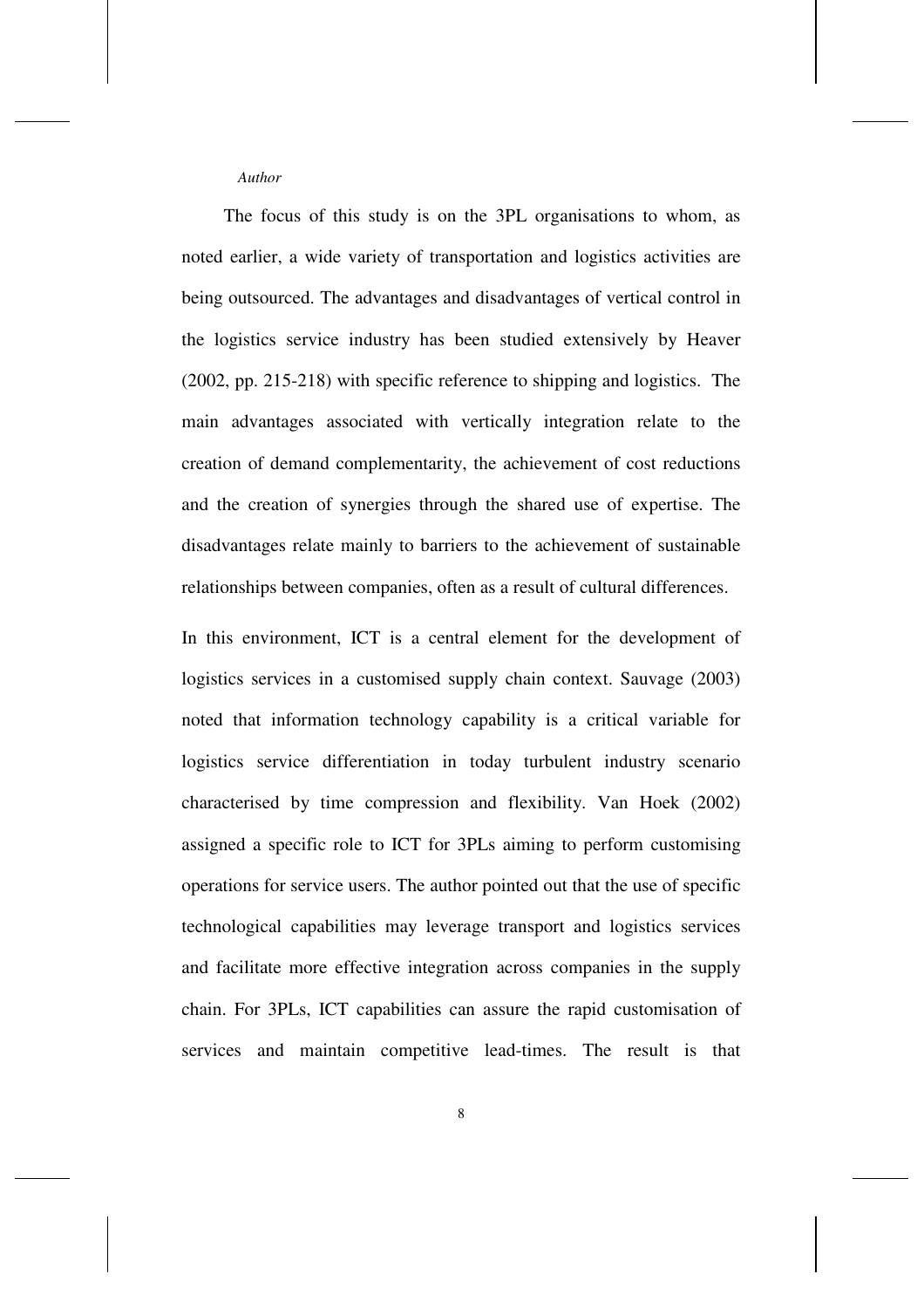The focus of this study is on the 3PL organisations to whom, as noted earlier, a wide variety of transportation and logistics activities are being outsourced. The advantages and disadvantages of vertical control in the logistics service industry has been studied extensively by Heaver (2002, pp. 215-218) with specific reference to shipping and logistics. The main advantages associated with vertically integration relate to the creation of demand complementarity, the achievement of cost reductions and the creation of synergies through the shared use of expertise. The disadvantages relate mainly to barriers to the achievement of sustainable relationships between companies, often as a result of cultural differences.

In this environment, ICT is a central element for the development of logistics services in a customised supply chain context. Sauvage (2003) noted that information technology capability is a critical variable for logistics service differentiation in today turbulent industry scenario characterised by time compression and flexibility. Van Hoek (2002) assigned a specific role to ICT for 3PLs aiming to perform customising operations for service users. The author pointed out that the use of specific technological capabilities may leverage transport and logistics services and facilitate more effective integration across companies in the supply chain. For 3PLs, ICT capabilities can assure the rapid customisation of services and maintain competitive lead-times. The result is that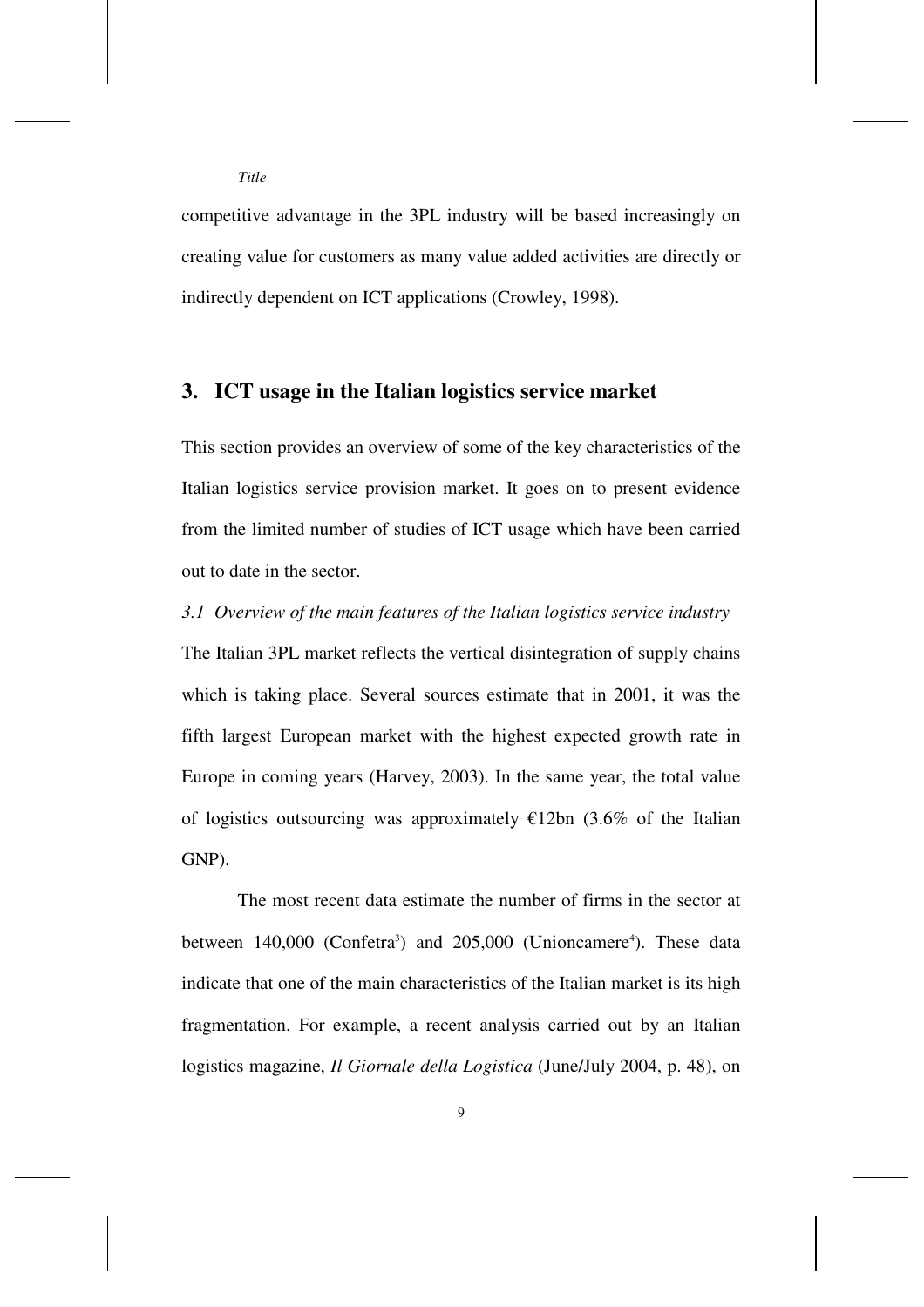competitive advantage in the 3PL industry will be based increasingly on creating value for customers as many value added activities are directly or indirectly dependent on ICT applications (Crowley, 1998).

## 3. ICT usage in the Italian logistics service market

This section provides an overview of some of the key characteristics of the Italian logistics service provision market. It goes on to present evidence from the limited number of studies of ICT usage which have been carried out to date in the sector.

*3.1 Overview of the main features of the Italian logistics service industry*

The Italian 3PL market reflects the vertical disintegration of supply chains which is taking place. Several sources estimate that in 2001, it was the fifth largest European market with the highest expected growth rate in Europe in coming years (Harvey, 2003). In the same year, the total value of logistics outsourcing was approximately €12bn (3.6% of the Italian GNP).

The most recent data estimate the number of firms in the sector at between 140,000 (Confetra[3]) and 205,000 (Unioncamere[4]). These data indicate that one of the main characteristics of the Italian market is its high fragmentation. For example, a recent analysis carried out by an Italian logistics magazine, *Il Giornale della Logistica* (June/July 2004, p. 48), on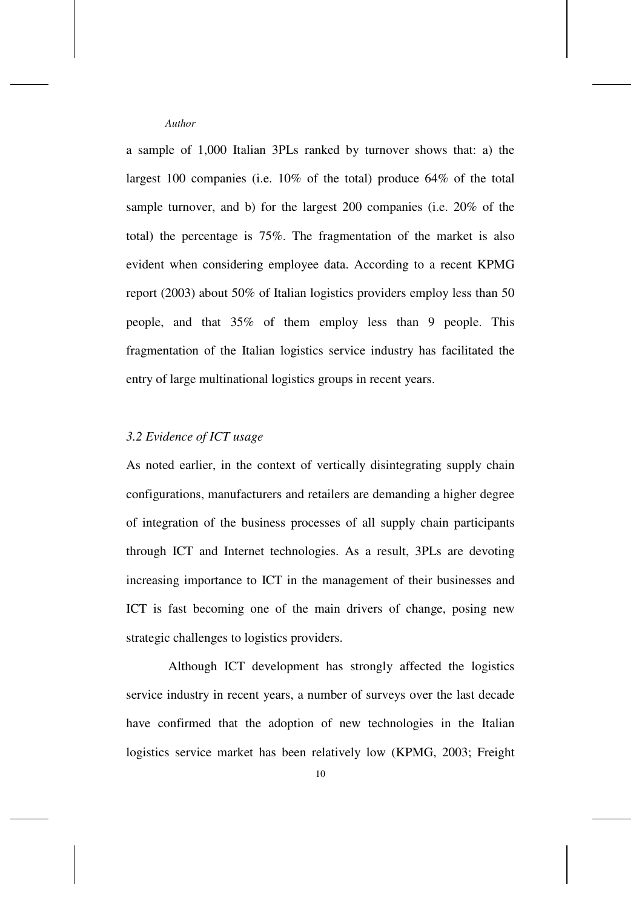a sample of 1,000 Italian 3PLs ranked by turnover shows that: a) the largest 100 companies (i.e. 10% of the total) produce 64% of the total sample turnover, and b) for the largest 200 companies (i.e. 20% of the total) the percentage is 75%. The fragmentation of the market is also evident when considering employee data. According to a recent KPMG report (2003) about 50% of Italian logistics providers employ less than 50 people, and that 35% of them employ less than 9 people. This fragmentation of the Italian logistics service industry has facilitated the entry of large multinational logistics groups in recent years.

### *3.2 Evidence of ICT usage*

As noted earlier, in the context of vertically disintegrating supply chain configurations, manufacturers and retailers are demanding a higher degree of integration of the business processes of all supply chain participants through ICT and Internet technologies. As a result, 3PLs are devoting increasing importance to ICT in the management of their businesses and ICT is fast becoming one of the main drivers of change, posing new strategic challenges to logistics providers.

Although ICT development has strongly affected the logistics service industry in recent years, a number of surveys over the last decade have confirmed that the adoption of new technologies in the Italian logistics service market has been relatively low (KPMG, 2003; Freight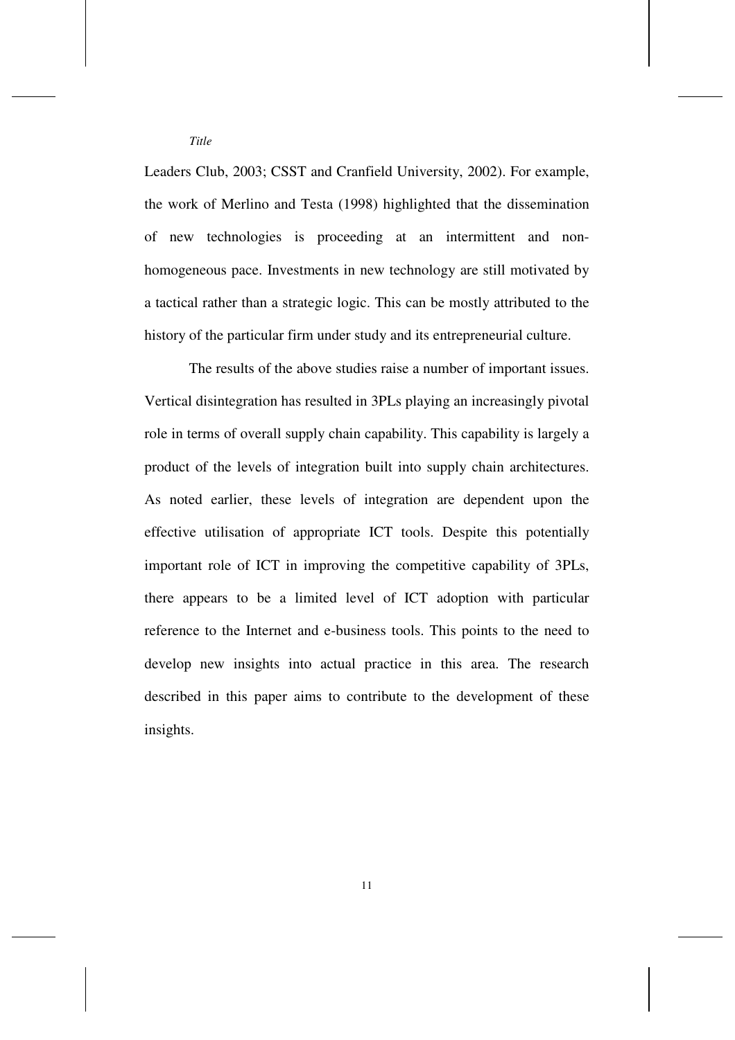Leaders Club, 2003; CSST and Cranfield University, 2002). For example, the work of Merlino and Testa (1998) highlighted that the dissemination of new technologies is proceeding at an intermittent and non-homogeneous pace. Investments in new technology are still motivated by a tactical rather than a strategic logic. This can be mostly attributed to the history of the particular firm under study and its entrepreneurial culture.

The results of the above studies raise a number of important issues. Vertical disintegration has resulted in 3PLs playing an increasingly pivotal role in terms of overall supply chain capability. This capability is largely a product of the levels of integration built into supply chain architectures. As noted earlier, these levels of integration are dependent upon the effective utilisation of appropriate ICT tools. Despite this potentially important role of ICT in improving the competitive capability of 3PLs, there appears to be a limited level of ICT adoption with particular reference to the Internet and e-business tools. This points to the need to develop new insights into actual practice in this area. The research described in this paper aims to contribute to the development of these insights.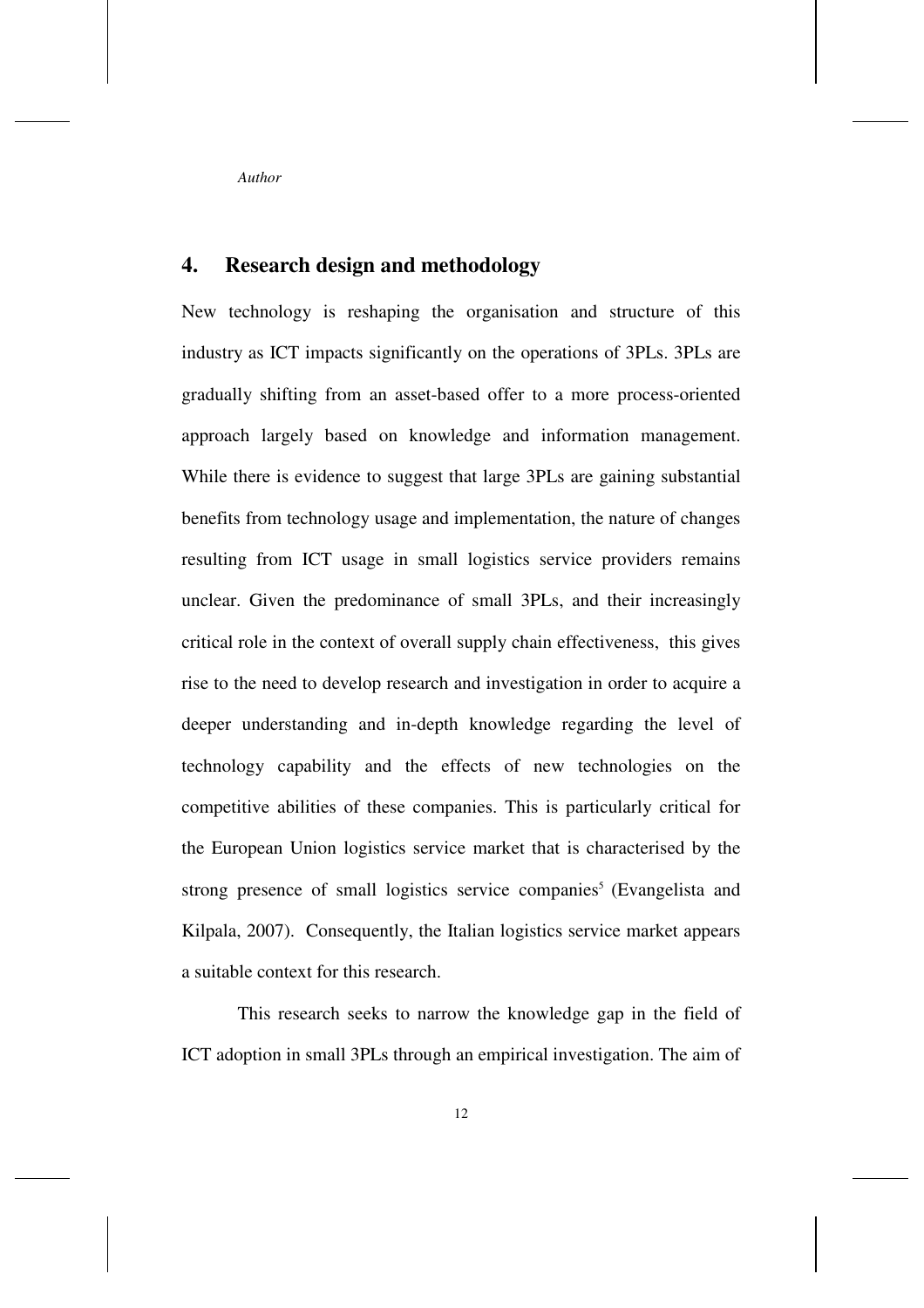## 4. Research design and methodology

New technology is reshaping the organisation and structure of this industry as ICT impacts significantly on the operations of 3PLs. 3PLs are gradually shifting from an asset-based offer to a more process-oriented approach largely based on knowledge and information management. While there is evidence to suggest that large 3PLs are gaining substantial benefits from technology usage and implementation, the nature of changes resulting from ICT usage in small logistics service providers remains unclear. Given the predominance of small 3PLs, and their increasingly critical role in the context of overall supply chain effectiveness, this gives rise to the need to develop research and investigation in order to acquire a deeper understanding and in-depth knowledge regarding the level of technology capability and the effects of new technologies on the competitive abilities of these companies. This is particularly critical for the European Union logistics service market that is characterised by the strong presence of small logistics service companies[5] (Evangelista and Kilpala, 2007). Consequently, the Italian logistics service market appears a suitable context for this research.

This research seeks to narrow the knowledge gap in the field of ICT adoption in small 3PLs through an empirical investigation. The aim of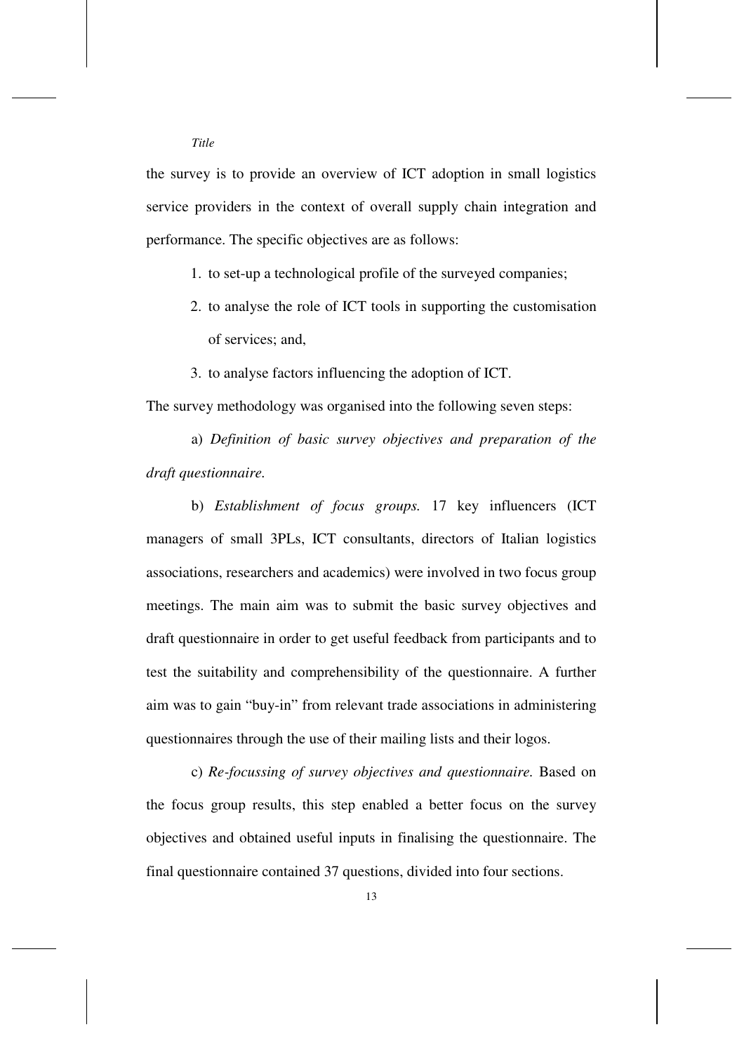the survey is to provide an overview of ICT adoption in small logistics service providers in the context of overall supply chain integration and performance. The specific objectives are as follows:

1. to set-up a technological profile of the surveyed companies;
2. to analyse the role of ICT tools in supporting the customisation of services; and,
3. to analyse factors influencing the adoption of ICT.

The survey methodology was organised into the following seven steps:

a) *Definition of basic survey objectives and preparation of the draft questionnaire.*

b) *Establishment of focus groups.* 17 key influencers (ICT managers of small 3PLs, ICT consultants, directors of Italian logistics associations, researchers and academics) were involved in two focus group meetings. The main aim was to submit the basic survey objectives and draft questionnaire in order to get useful feedback from participants and to test the suitability and comprehensibility of the questionnaire. A further aim was to gain "buy-in" from relevant trade associations in administering questionnaires through the use of their mailing lists and their logos.

c) *Re-focussing of survey objectives and questionnaire.* Based on the focus group results, this step enabled a better focus on the survey objectives and obtained useful inputs in finalising the questionnaire. The final questionnaire contained 37 questions, divided into four sections.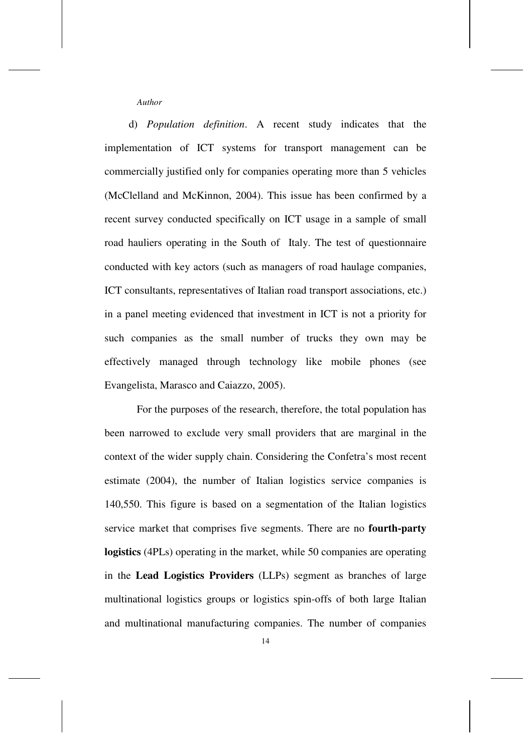d) *Population definition*. A recent study indicates that the implementation of ICT systems for transport management can be commercially justified only for companies operating more than 5 vehicles (McClelland and McKinnon, 2004). This issue has been confirmed by a recent survey conducted specifically on ICT usage in a sample of small road hauliers operating in the South of Italy. The test of questionnaire conducted with key actors (such as managers of road haulage companies, ICT consultants, representatives of Italian road transport associations, etc.) in a panel meeting evidenced that investment in ICT is not a priority for such companies as the small number of trucks they own may be effectively managed through technology like mobile phones (see Evangelista, Marasco and Caiazzo, 2005).

For the purposes of the research, therefore, the total population has been narrowed to exclude very small providers that are marginal in the context of the wider supply chain. Considering the Confetra's most recent estimate (2004), the number of Italian logistics service companies is 140,550. This figure is based on a segmentation of the Italian logistics service market that comprises five segments. There are no **fourth-party logistics** (4PLs) operating in the market, while 50 companies are operating in the **Lead Logistics Providers** (LLPs) segment as branches of large multinational logistics groups or logistics spin-offs of both large Italian and multinational manufacturing companies. The number of companies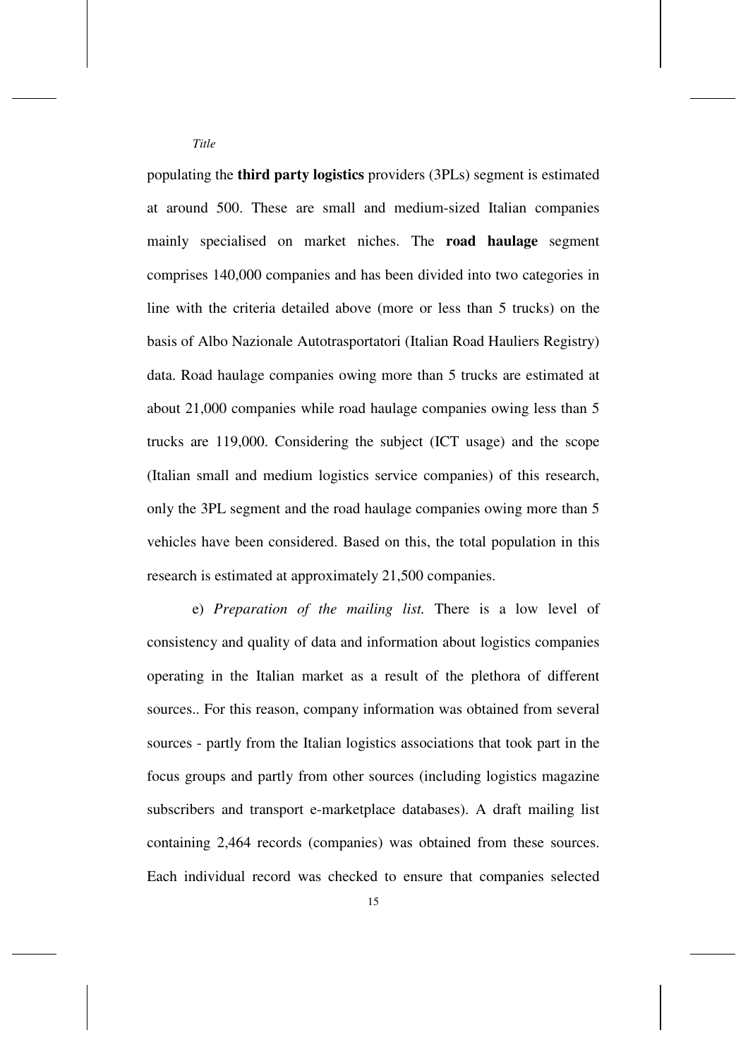populating the **third party logistics** providers (3PLs) segment is estimated at around 500. These are small and medium-sized Italian companies mainly specialised on market niches. The **road haulage** segment comprises 140,000 companies and has been divided into two categories in line with the criteria detailed above (more or less than 5 trucks) on the basis of Albo Nazionale Autotrasportatori (Italian Road Hauliers Registry) data. Road haulage companies owing more than 5 trucks are estimated at about 21,000 companies while road haulage companies owing less than 5 trucks are 119,000. Considering the subject (ICT usage) and the scope (Italian small and medium logistics service companies) of this research, only the 3PL segment and the road haulage companies owing more than 5 vehicles have been considered. Based on this, the total population in this research is estimated at approximately 21,500 companies.

e) *Preparation of the mailing list.* There is a low level of consistency and quality of data and information about logistics companies operating in the Italian market as a result of the plethora of different sources.. For this reason, company information was obtained from several sources - partly from the Italian logistics associations that took part in the focus groups and partly from other sources (including logistics magazine subscribers and transport e-marketplace databases). A draft mailing list containing 2,464 records (companies) was obtained from these sources. Each individual record was checked to ensure that companies selected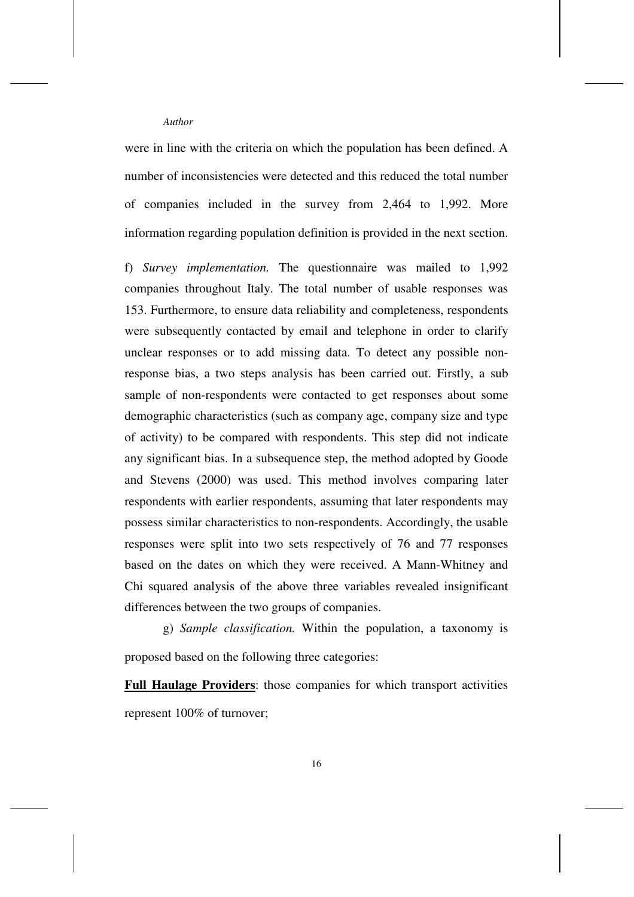were in line with the criteria on which the population has been defined. A number of inconsistencies were detected and this reduced the total number of companies included in the survey from 2,464 to 1,992. More information regarding population definition is provided in the next section.

f) *Survey implementation.* The questionnaire was mailed to 1,992 companies throughout Italy. The total number of usable responses was 153. Furthermore, to ensure data reliability and completeness, respondents were subsequently contacted by email and telephone in order to clarify unclear responses or to add missing data. To detect any possible non-response bias, a two steps analysis has been carried out. Firstly, a sub sample of non-respondents were contacted to get responses about some demographic characteristics (such as company age, company size and type of activity) to be compared with respondents. This step did not indicate any significant bias. In a subsequence step, the method adopted by Goode and Stevens (2000) was used. This method involves comparing later respondents with earlier respondents, assuming that later respondents may possess similar characteristics to non-respondents. Accordingly, the usable responses were split into two sets respectively of 76 and 77 responses based on the dates on which they were received. A Mann-Whitney and Chi squared analysis of the above three variables revealed insignificant differences between the two groups of companies.

g) *Sample classification.* Within the population, a taxonomy is proposed based on the following three categories:

**Full Haulage Providers**: those companies for which transport activities represent 100% of turnover;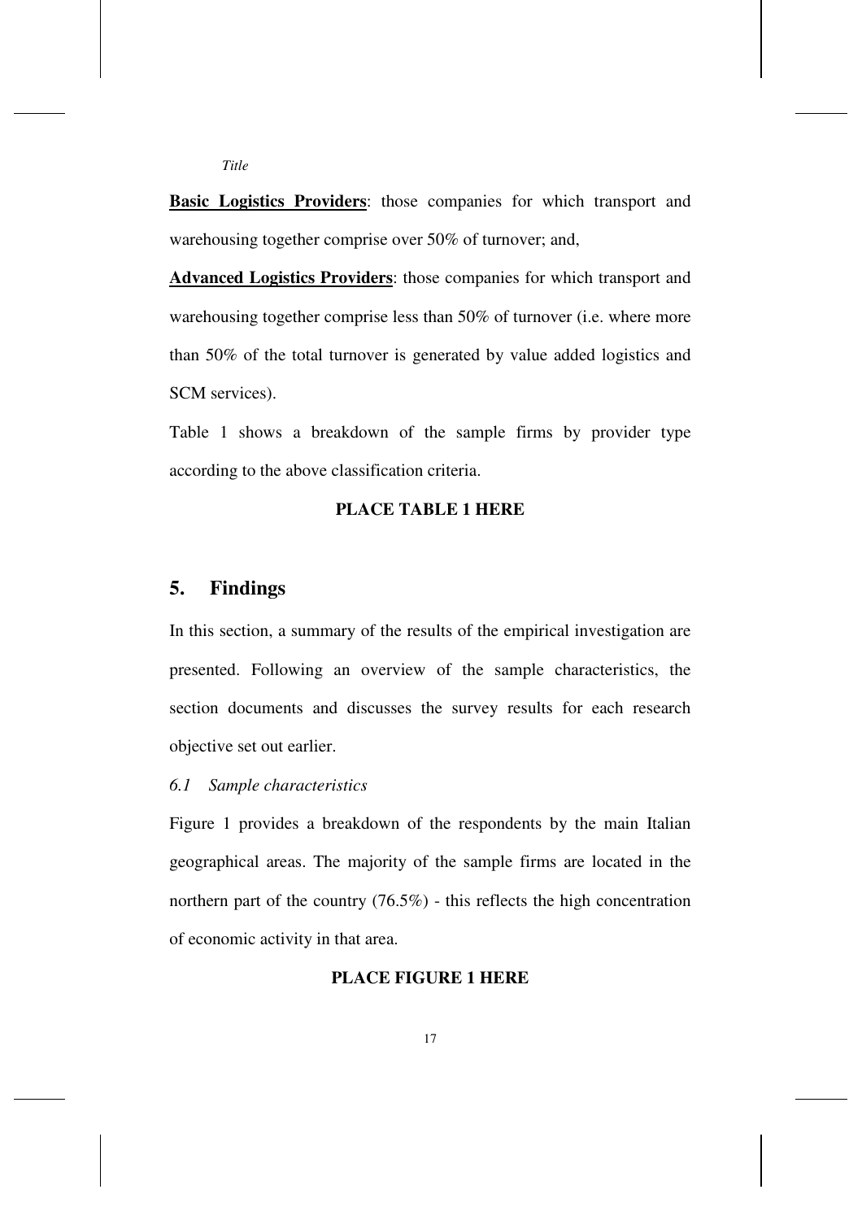**Basic Logistics Providers**: those companies for which transport and warehousing together comprise over 50% of turnover; and,

**Advanced Logistics Providers**: those companies for which transport and warehousing together comprise less than 50% of turnover (i.e. where more than 50% of the total turnover is generated by value added logistics and SCM services).

Table 1 shows a breakdown of the sample firms by provider type according to the above classification criteria.

**PLACE TABLE 1 HERE**

## 5. Findings

In this section, a summary of the results of the empirical investigation are presented. Following an overview of the sample characteristics, the section documents and discusses the survey results for each research objective set out earlier.

### *6.1 Sample characteristics*

Figure 1 provides a breakdown of the respondents by the main Italian geographical areas. The majority of the sample firms are located in the northern part of the country (76.5%) - this reflects the high concentration of economic activity in that area.

**PLACE FIGURE 1 HERE**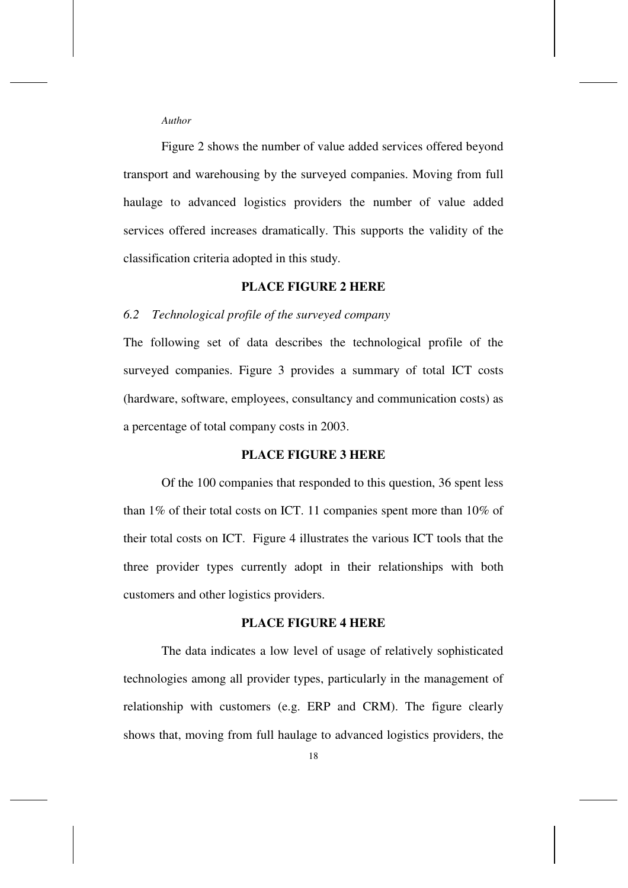Figure 2 shows the number of value added services offered beyond transport and warehousing by the surveyed companies. Moving from full haulage to advanced logistics providers the number of value added services offered increases dramatically. This supports the validity of the classification criteria adopted in this study.

**PLACE FIGURE 2 HERE**

### *6.2 Technological profile of the surveyed company*

The following set of data describes the technological profile of the surveyed companies. Figure 3 provides a summary of total ICT costs (hardware, software, employees, consultancy and communication costs) as a percentage of total company costs in 2003.

**PLACE FIGURE 3 HERE**

Of the 100 companies that responded to this question, 36 spent less than 1% of their total costs on ICT. 11 companies spent more than 10% of their total costs on ICT. Figure 4 illustrates the various ICT tools that the three provider types currently adopt in their relationships with both customers and other logistics providers.

**PLACE FIGURE 4 HERE**

The data indicates a low level of usage of relatively sophisticated technologies among all provider types, particularly in the management of relationship with customers (e.g. ERP and CRM). The figure clearly shows that, moving from full haulage to advanced logistics providers, the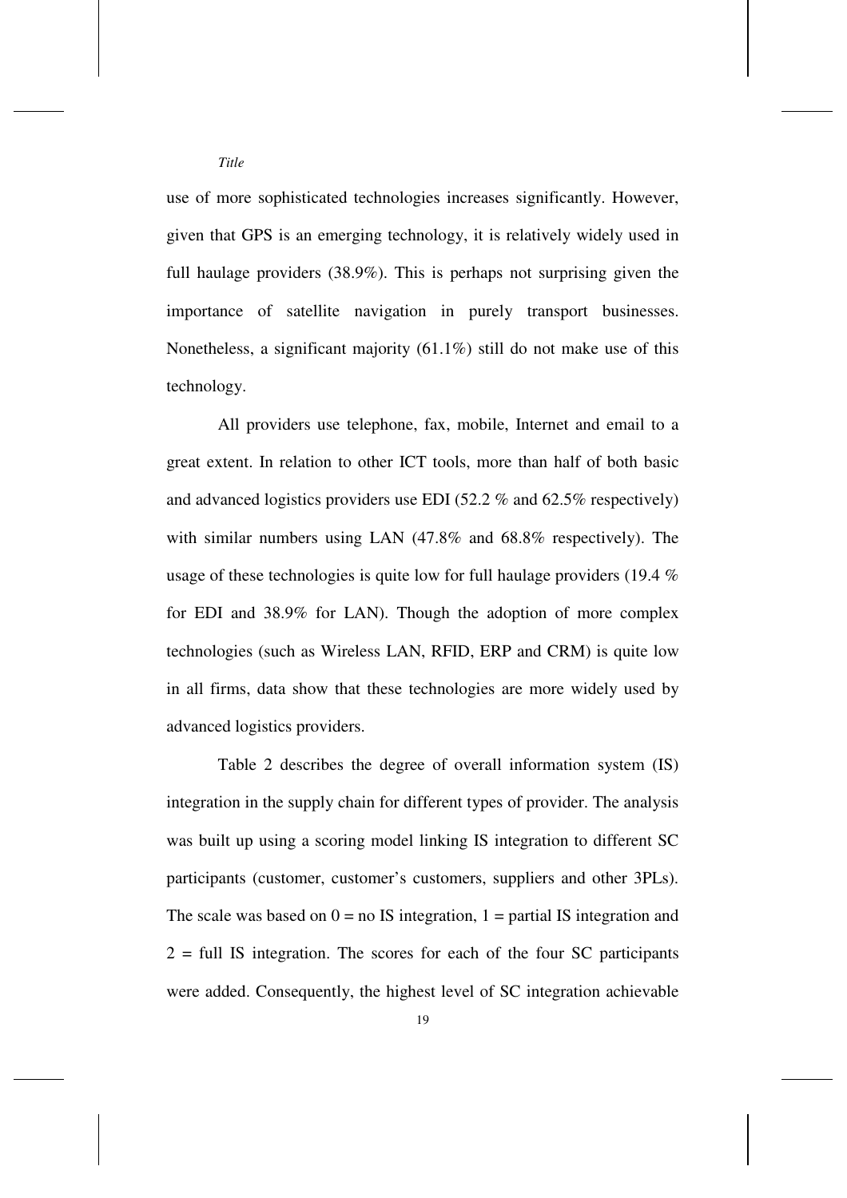use of more sophisticated technologies increases significantly. However, given that GPS is an emerging technology, it is relatively widely used in full haulage providers (38.9%). This is perhaps not surprising given the importance of satellite navigation in purely transport businesses. Nonetheless, a significant majority (61.1%) still do not make use of this technology.

All providers use telephone, fax, mobile, Internet and email to a great extent. In relation to other ICT tools, more than half of both basic and advanced logistics providers use EDI (52.2 % and 62.5% respectively) with similar numbers using LAN (47.8% and 68.8% respectively). The usage of these technologies is quite low for full haulage providers (19.4 % for EDI and 38.9% for LAN). Though the adoption of more complex technologies (such as Wireless LAN, RFID, ERP and CRM) is quite low in all firms, data show that these technologies are more widely used by advanced logistics providers.

Table 2 describes the degree of overall information system (IS) integration in the supply chain for different types of provider. The analysis was built up using a scoring model linking IS integration to different SC participants (customer, customer's customers, suppliers and other 3PLs). The scale was based on 0 = no IS integration, 1 = partial IS integration and 2 = full IS integration. The scores for each of the four SC participants were added. Consequently, the highest level of SC integration achievable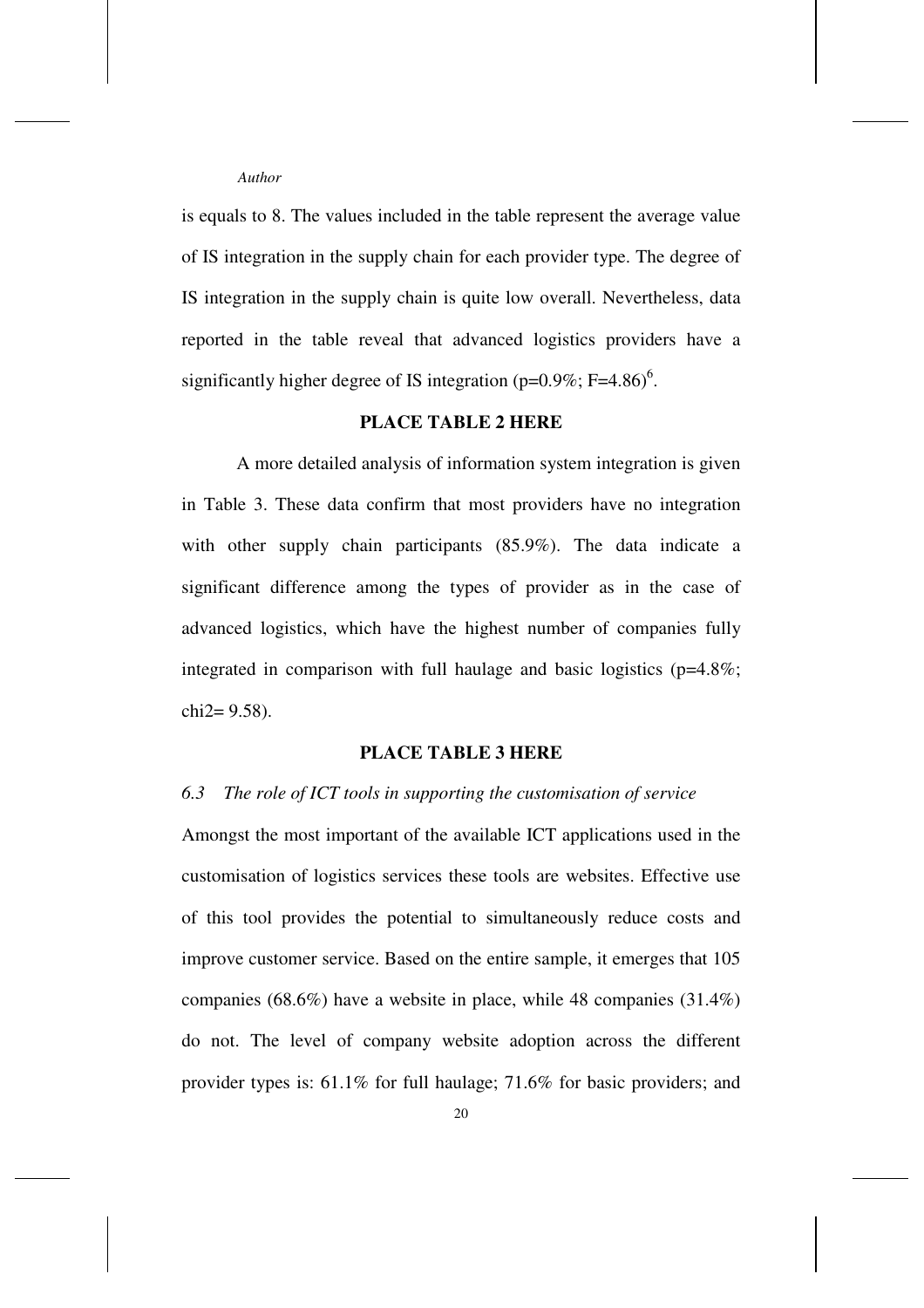is equals to 8. The values included in the table represent the average value of IS integration in the supply chain for each provider type. The degree of IS integration in the supply chain is quite low overall. Nevertheless, data reported in the table reveal that advanced logistics providers have a significantly higher degree of IS integration (p=0.9%; F=4.86)[6].

**PLACE TABLE 2 HERE**

A more detailed analysis of information system integration is given in Table 3. These data confirm that most providers have no integration with other supply chain participants (85.9%). The data indicate a significant difference among the types of provider as in the case of advanced logistics, which have the highest number of companies fully integrated in comparison with full haulage and basic logistics (p=4.8%; chi2= 9.58).

**PLACE TABLE 3 HERE**

### *6.3 The role of ICT tools in supporting the customisation of service*

Amongst the most important of the available ICT applications used in the customisation of logistics services these tools are websites. Effective use of this tool provides the potential to simultaneously reduce costs and improve customer service. Based on the entire sample, it emerges that 105 companies (68.6%) have a website in place, while 48 companies (31.4%) do not. The level of company website adoption across the different provider types is: 61.1% for full haulage; 71.6% for basic providers; and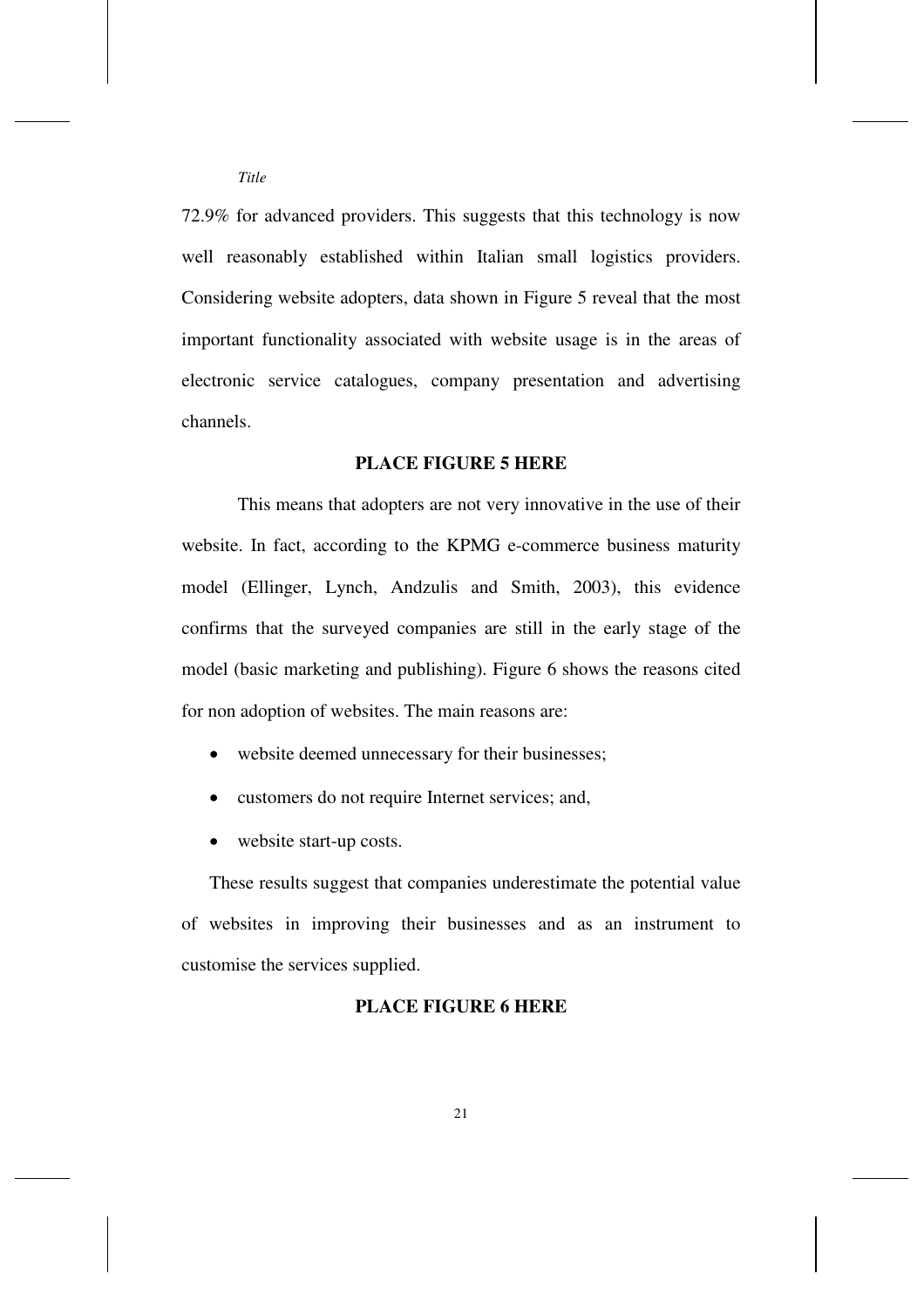72.9% for advanced providers. This suggests that this technology is now well reasonably established within Italian small logistics providers. Considering website adopters, data shown in Figure 5 reveal that the most important functionality associated with website usage is in the areas of electronic service catalogues, company presentation and advertising channels.

**PLACE FIGURE 5 HERE**

This means that adopters are not very innovative in the use of their website. In fact, according to the KPMG e-commerce business maturity model (Ellinger, Lynch, Andzulis and Smith, 2003), this evidence confirms that the surveyed companies are still in the early stage of the model (basic marketing and publishing). Figure 6 shows the reasons cited for non adoption of websites. The main reasons are:

- website deemed unnecessary for their businesses;
- customers do not require Internet services; and,
- website start-up costs.

These results suggest that companies underestimate the potential value of websites in improving their businesses and as an instrument to customise the services supplied.

**PLACE FIGURE 6 HERE**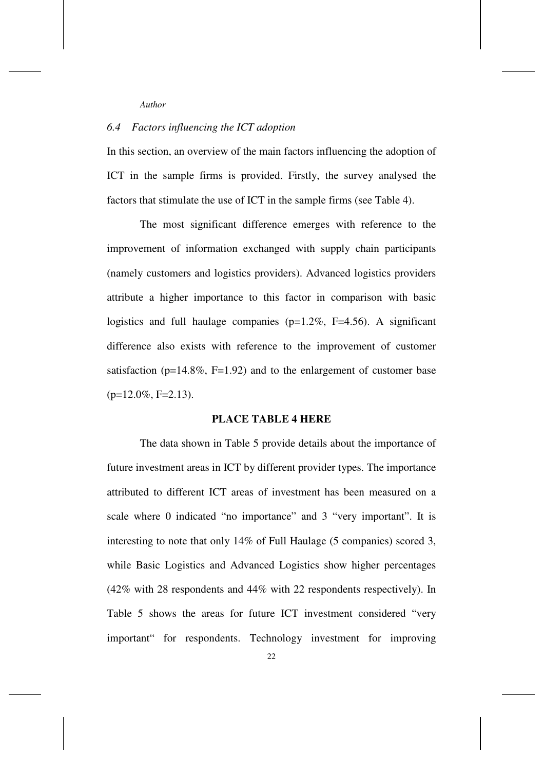### *6.4 Factors influencing the ICT adoption*

In this section, an overview of the main factors influencing the adoption of ICT in the sample firms is provided. Firstly, the survey analysed the factors that stimulate the use of ICT in the sample firms (see Table 4).

The most significant difference emerges with reference to the improvement of information exchanged with supply chain participants (namely customers and logistics providers). Advanced logistics providers attribute a higher importance to this factor in comparison with basic logistics and full haulage companies (p=1.2%, F=4.56). A significant difference also exists with reference to the improvement of customer satisfaction (p=14.8%, F=1.92) and to the enlargement of customer base (p=12.0%, F=2.13).

**PLACE TABLE 4 HERE**

The data shown in Table 5 provide details about the importance of future investment areas in ICT by different provider types. The importance attributed to different ICT areas of investment has been measured on a scale where 0 indicated "no importance" and 3 "very important". It is interesting to note that only 14% of Full Haulage (5 companies) scored 3, while Basic Logistics and Advanced Logistics show higher percentages (42% with 28 respondents and 44% with 22 respondents respectively). In Table 5 shows the areas for future ICT investment considered "very important" for respondents. Technology investment for improving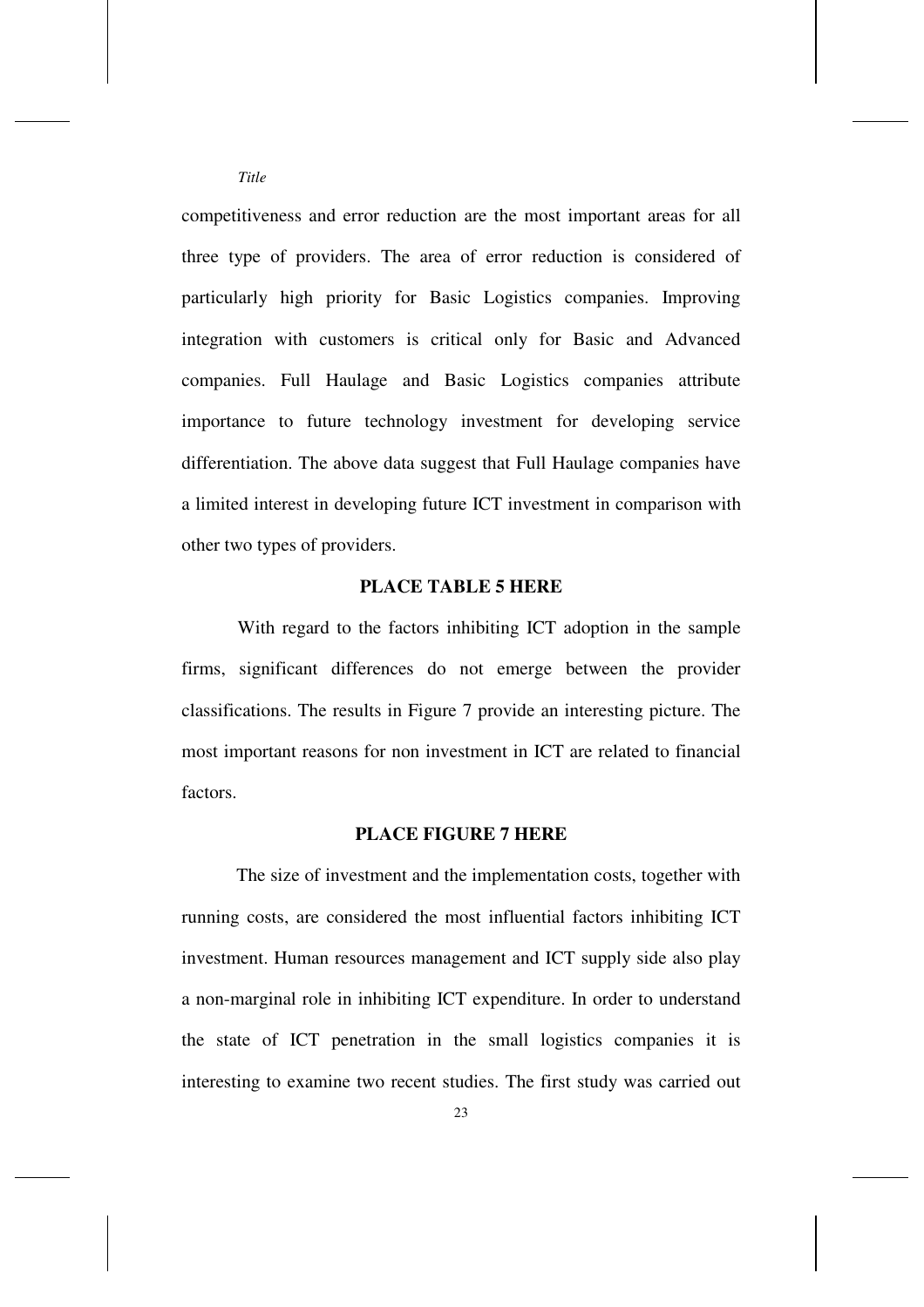competitiveness and error reduction are the most important areas for all three type of providers. The area of error reduction is considered of particularly high priority for Basic Logistics companies. Improving integration with customers is critical only for Basic and Advanced companies. Full Haulage and Basic Logistics companies attribute importance to future technology investment for developing service differentiation. The above data suggest that Full Haulage companies have a limited interest in developing future ICT investment in comparison with other two types of providers.

**PLACE TABLE 5 HERE**

With regard to the factors inhibiting ICT adoption in the sample firms, significant differences do not emerge between the provider classifications. The results in Figure 7 provide an interesting picture. The most important reasons for non investment in ICT are related to financial factors.

**PLACE FIGURE 7 HERE**

The size of investment and the implementation costs, together with running costs, are considered the most influential factors inhibiting ICT investment. Human resources management and ICT supply side also play a non-marginal role in inhibiting ICT expenditure. In order to understand the state of ICT penetration in the small logistics companies it is interesting to examine two recent studies. The first study was carried out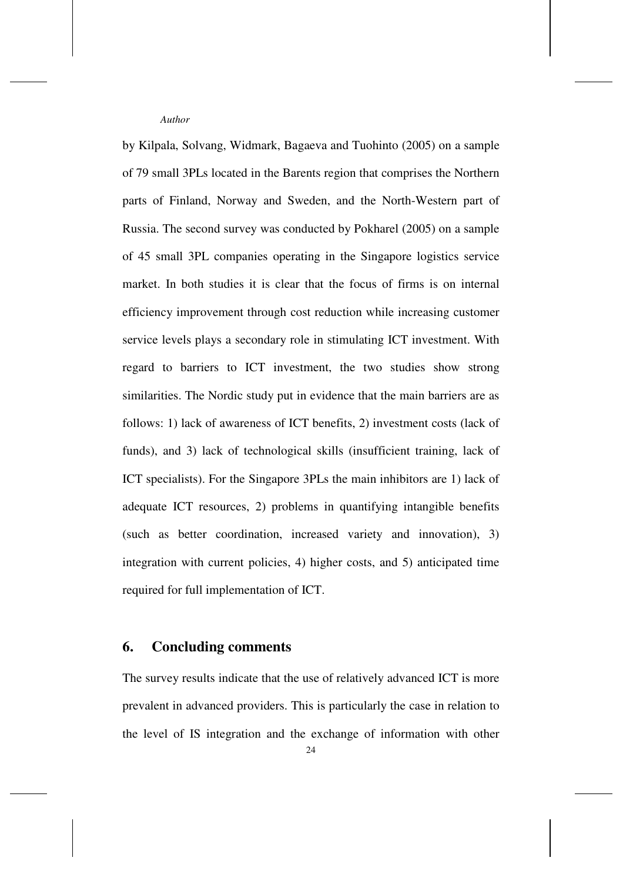by Kilpala, Solvang, Widmark, Bagaeva and Tuohinto (2005) on a sample of 79 small 3PLs located in the Barents region that comprises the Northern parts of Finland, Norway and Sweden, and the North-Western part of Russia. The second survey was conducted by Pokharel (2005) on a sample of 45 small 3PL companies operating in the Singapore logistics service market. In both studies it is clear that the focus of firms is on internal efficiency improvement through cost reduction while increasing customer service levels plays a secondary role in stimulating ICT investment. With regard to barriers to ICT investment, the two studies show strong similarities. The Nordic study put in evidence that the main barriers are as follows: 1) lack of awareness of ICT benefits, 2) investment costs (lack of funds), and 3) lack of technological skills (insufficient training, lack of ICT specialists). For the Singapore 3PLs the main inhibitors are 1) lack of adequate ICT resources, 2) problems in quantifying intangible benefits (such as better coordination, increased variety and innovation), 3) integration with current policies, 4) higher costs, and 5) anticipated time required for full implementation of ICT.

## 6. Concluding comments

The survey results indicate that the use of relatively advanced ICT is more prevalent in advanced providers. This is particularly the case in relation to the level of IS integration and the exchange of information with other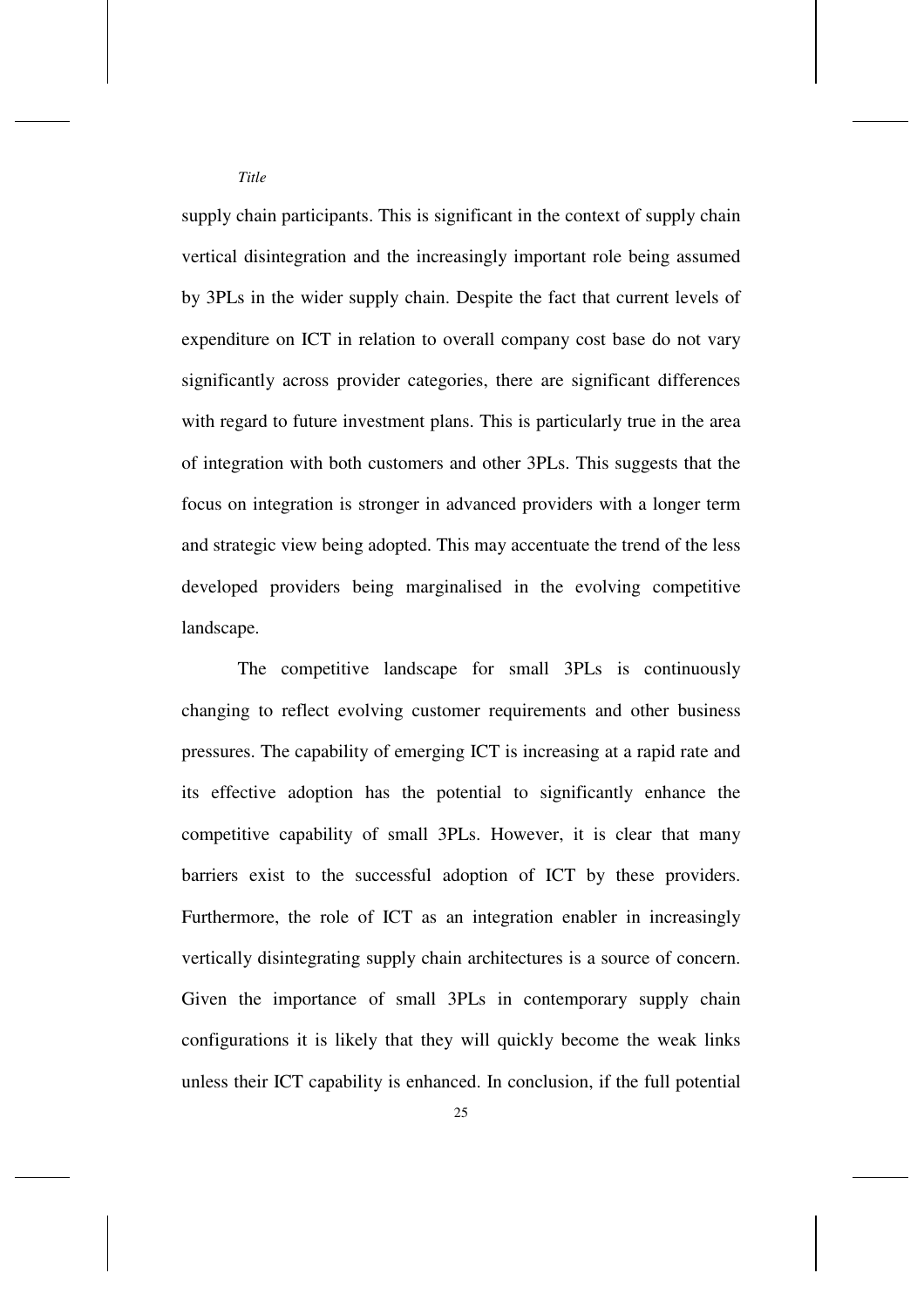supply chain participants. This is significant in the context of supply chain vertical disintegration and the increasingly important role being assumed by 3PLs in the wider supply chain. Despite the fact that current levels of expenditure on ICT in relation to overall company cost base do not vary significantly across provider categories, there are significant differences with regard to future investment plans. This is particularly true in the area of integration with both customers and other 3PLs. This suggests that the focus on integration is stronger in advanced providers with a longer term and strategic view being adopted. This may accentuate the trend of the less developed providers being marginalised in the evolving competitive landscape.

The competitive landscape for small 3PLs is continuously changing to reflect evolving customer requirements and other business pressures. The capability of emerging ICT is increasing at a rapid rate and its effective adoption has the potential to significantly enhance the competitive capability of small 3PLs. However, it is clear that many barriers exist to the successful adoption of ICT by these providers. Furthermore, the role of ICT as an integration enabler in increasingly vertically disintegrating supply chain architectures is a source of concern. Given the importance of small 3PLs in contemporary supply chain configurations it is likely that they will quickly become the weak links unless their ICT capability is enhanced. In conclusion, if the full potential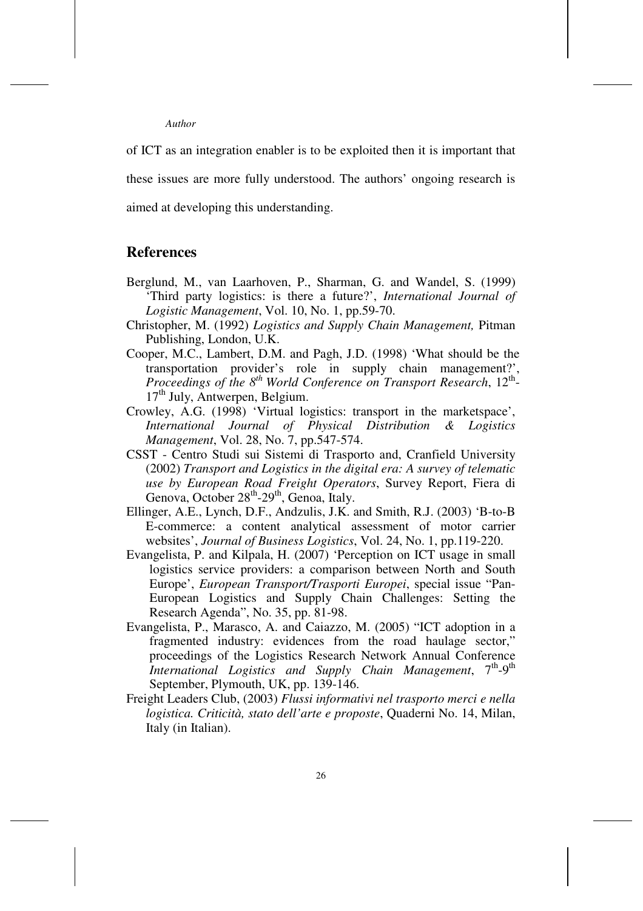of ICT as an integration enabler is to be exploited then it is important that these issues are more fully understood. The authors' ongoing research is aimed at developing this understanding.

## References

Berglund, M., van Laarhoven, P., Sharman, G. and Wandel, S. (1999) 'Third party logistics: is there a future?', *International Journal of Logistic Management*, Vol. 10, No. 1, pp.59-70.

Christopher, M. (1992) *Logistics and Supply Chain Management,* Pitman Publishing, London, U.K.

Cooper, M.C., Lambert, D.M. and Pagh, J.D. (1998) 'What should be the transportation provider's role in supply chain management?', *Proceedings of the 8th World Conference on Transport Research*, 12th-17th July, Antwerpen, Belgium.

Crowley, A.G. (1998) 'Virtual logistics: transport in the marketspace', *International Journal of Physical Distribution & Logistics Management*, Vol. 28, No. 7, pp.547-574.

CSST - Centro Studi sui Sistemi di Trasporto and, Cranfield University (2002) *Transport and Logistics in the digital era: A survey of telematic use by European Road Freight Operators*, Survey Report, Fiera di Genova, October 28th-29th, Genoa, Italy.

Ellinger, A.E., Lynch, D.F., Andzulis, J.K. and Smith, R.J. (2003) 'B-to-B E-commerce: a content analytical assessment of motor carrier websites', *Journal of Business Logistics*, Vol. 24, No. 1, pp.119-220.

Evangelista, P. and Kilpala, H. (2007) 'Perception on ICT usage in small logistics service providers: a comparison between North and South Europe', *European Transport/Trasporti Europei*, special issue "Pan-European Logistics and Supply Chain Challenges: Setting the Research Agenda", No. 35, pp. 81-98.

Evangelista, P., Marasco, A. and Caiazzo, M. (2005) "ICT adoption in a fragmented industry: evidences from the road haulage sector," proceedings of the Logistics Research Network Annual Conference *International Logistics and Supply Chain Management*, 7th-9th September, Plymouth, UK, pp. 139-146.

Freight Leaders Club, (2003) *Flussi informativi nel trasporto merci e nella logistica. Criticità, stato dell'arte e proposte*, Quaderni No. 14, Milan, Italy (in Italian).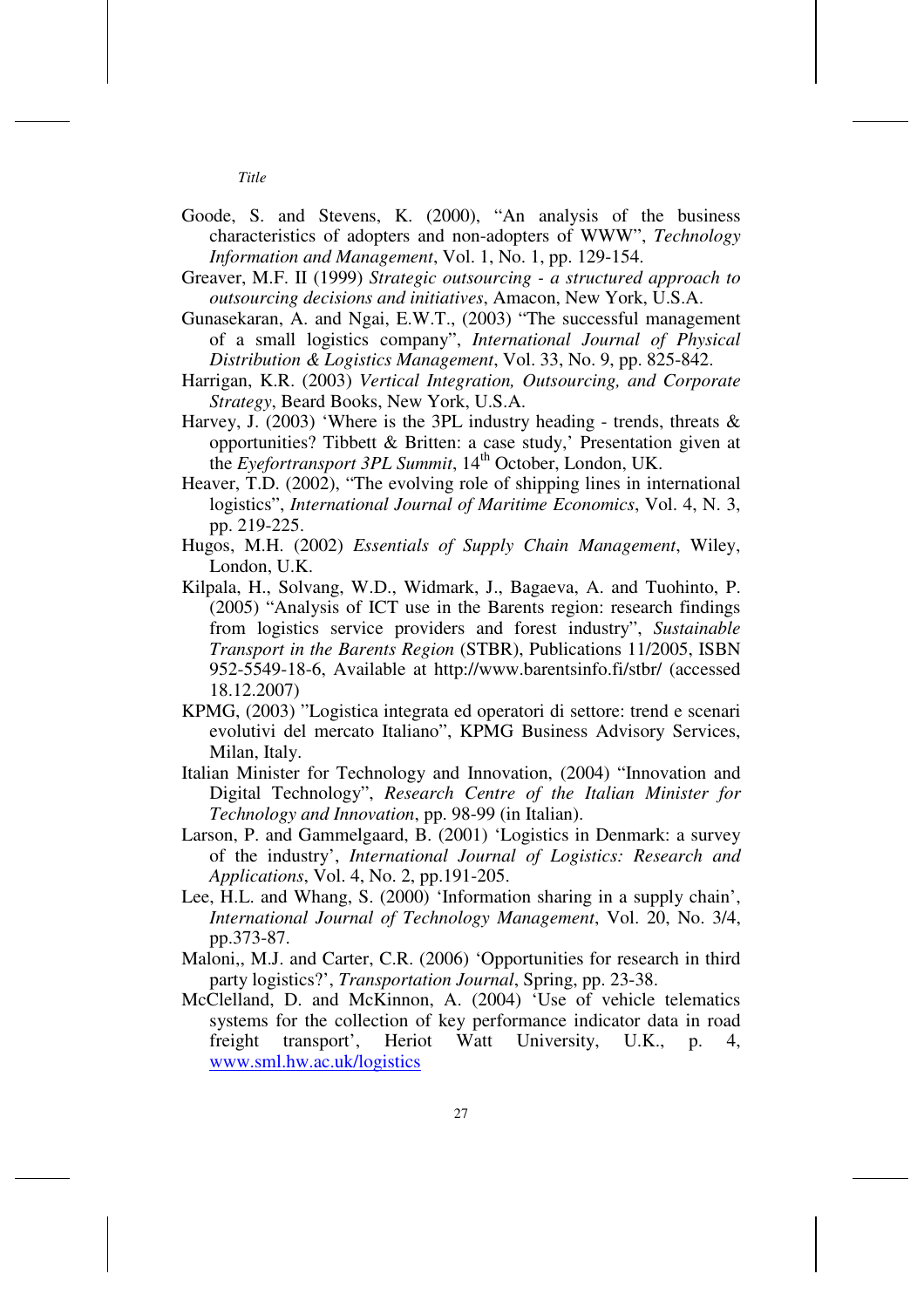Goode, S. and Stevens, K. (2000), "An analysis of the business characteristics of adopters and non-adopters of WWW", *Technology Information and Management*, Vol. 1, No. 1, pp. 129-154.

Greaver, M.F. II (1999) *Strategic outsourcing - a structured approach to outsourcing decisions and initiatives*, Amacon, New York, U.S.A.

Gunasekaran, A. and Ngai, E.W.T., (2003) "The successful management of a small logistics company", *International Journal of Physical Distribution & Logistics Management*, Vol. 33, No. 9, pp. 825-842.

Harrigan, K.R. (2003) *Vertical Integration, Outsourcing, and Corporate Strategy*, Beard Books, New York, U.S.A.

Harvey, J. (2003) 'Where is the 3PL industry heading - trends, threats & opportunities? Tibbett & Britten: a case study,' Presentation given at the *Eyefortransport 3PL Summit*, 14th October, London, UK.

Heaver, T.D. (2002), "The evolving role of shipping lines in international logistics", *International Journal of Maritime Economics*, Vol. 4, N. 3, pp. 219-225.

Hugos, M.H. (2002) *Essentials of Supply Chain Management*, Wiley, London, U.K.

Kilpala, H., Solvang, W.D., Widmark, J., Bagaeva, A. and Tuohinto, P. (2005) "Analysis of ICT use in the Barents region: research findings from logistics service providers and forest industry", *Sustainable Transport in the Barents Region* (STBR), Publications 11/2005, ISBN 952-5549-18-6, Available at http://www.barentsinfo.fi/stbr/ (accessed 18.12.2007)

KPMG, (2003) "Logistica integrata ed operatori di settore: trend e scenari evolutivi del mercato Italiano", KPMG Business Advisory Services, Milan, Italy.

Italian Minister for Technology and Innovation, (2004) "Innovation and Digital Technology", *Research Centre of the Italian Minister for Technology and Innovation*, pp. 98-99 (in Italian).

Larson, P. and Gammelgaard, B. (2001) 'Logistics in Denmark: a survey of the industry', *International Journal of Logistics: Research and Applications*, Vol. 4, No. 2, pp.191-205.

Lee, H.L. and Whang, S. (2000) 'Information sharing in a supply chain', *International Journal of Technology Management*, Vol. 20, No. 3/4, pp.373-87.

Maloni,, M.J. and Carter, C.R. (2006) 'Opportunities for research in third party logistics?', *Transportation Journal*, Spring, pp. 23-38.

McClelland, D. and McKinnon, A. (2004) 'Use of vehicle telematics systems for the collection of key performance indicator data in road freight transport', Heriot Watt University, U.K., p. 4, www.sml.hw.ac.uk/logistics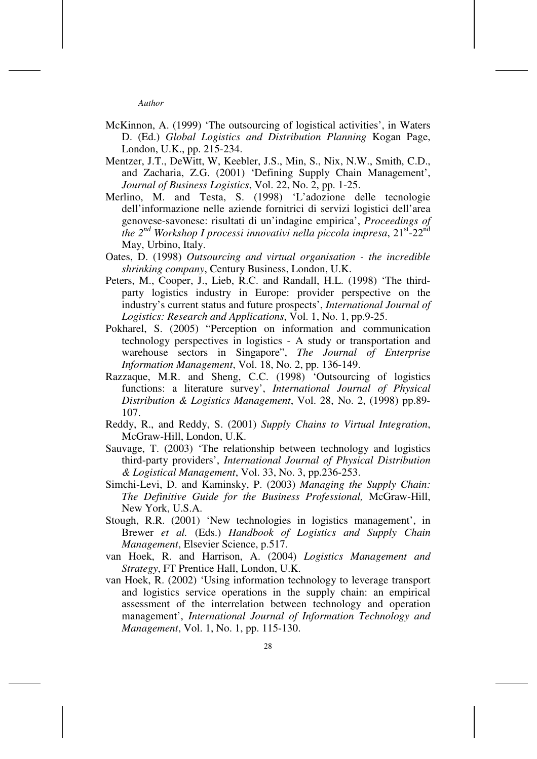McKinnon, A. (1999) 'The outsourcing of logistical activities', in Waters D. (Ed.) *Global Logistics and Distribution Planning* Kogan Page, London, U.K., pp. 215-234.

Mentzer, J.T., DeWitt, W, Keebler, J.S., Min, S., Nix, N.W., Smith, C.D., and Zacharia, Z.G. (2001) 'Defining Supply Chain Management', *Journal of Business Logistics*, Vol. 22, No. 2, pp. 1-25.

Merlino, M. and Testa, S. (1998) 'L'adozione delle tecnologie dell'informazione nelle aziende fornitrici di servizi logistici dell'area genovese-savonese: risultati di un'indagine empirica', *Proceedings of the 2nd Workshop I processi innovativi nella piccola impresa*, 21st-22nd May, Urbino, Italy.

Oates, D. (1998) *Outsourcing and virtual organisation - the incredible shrinking company*, Century Business, London, U.K.

Peters, M., Cooper, J., Lieb, R.C. and Randall, H.L. (1998) 'The third-party logistics industry in Europe: provider perspective on the industry's current status and future prospects', *International Journal of Logistics: Research and Applications*, Vol. 1, No. 1, pp.9-25.

Pokharel, S. (2005) "Perception on information and communication technology perspectives in logistics - A study or transportation and warehouse sectors in Singapore", *The Journal of Enterprise Information Management*, Vol. 18, No. 2, pp. 136-149.

Razzaque, M.R. and Sheng, C.C. (1998) 'Outsourcing of logistics functions: a literature survey', *International Journal of Physical Distribution & Logistics Management*, Vol. 28, No. 2, (1998) pp.89-107.

Reddy, R., and Reddy, S. (2001) *Supply Chains to Virtual Integration*, McGraw-Hill, London, U.K.

Sauvage, T. (2003) 'The relationship between technology and logistics third-party providers', *International Journal of Physical Distribution & Logistical Management*, Vol. 33, No. 3, pp.236-253.

Simchi-Levi, D. and Kaminsky, P. (2003) *Managing the Supply Chain: The Definitive Guide for the Business Professional,* McGraw-Hill, New York, U.S.A.

Stough, R.R. (2001) 'New technologies in logistics management', in Brewer *et al.* (Eds.) *Handbook of Logistics and Supply Chain Management*, Elsevier Science, p.517.

van Hoek, R. and Harrison, A. (2004) *Logistics Management and Strategy*, FT Prentice Hall, London, U.K.

van Hoek, R. (2002) 'Using information technology to leverage transport and logistics service operations in the supply chain: an empirical assessment of the interrelation between technology and operation management', *International Journal of Information Technology and Management*, Vol. 1, No. 1, pp. 115-130.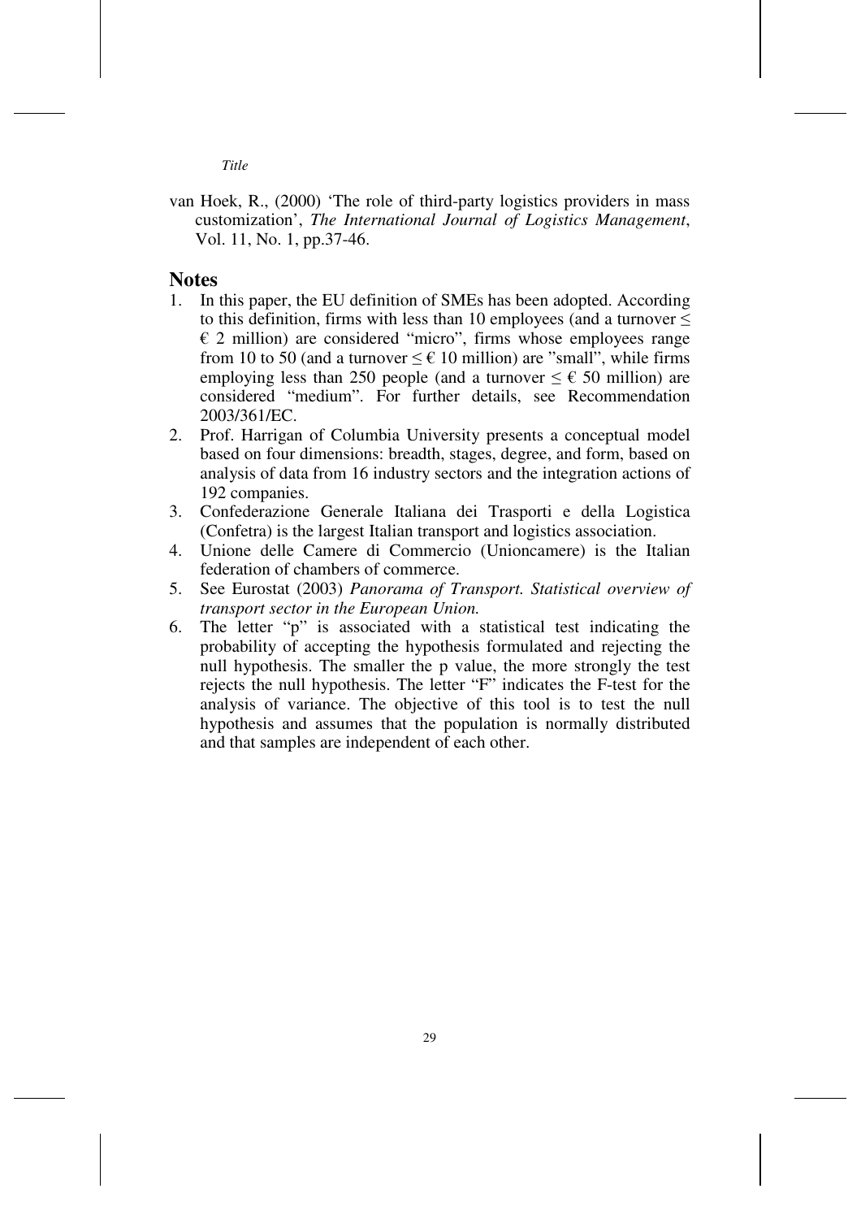van Hoek, R., (2000) 'The role of third-party logistics providers in mass customization', *The International Journal of Logistics Management*, Vol. 11, No. 1, pp.37-46.

## Notes

1. In this paper, the EU definition of SMEs has been adopted. According to this definition, firms with less than 10 employees (and a turnover $\leq$ € 2 million) are considered "micro", firms whose employees range from 10 to 50 (and a turnover $\leq$ € 10 million) are "small", while firms employing less than 250 people (and a turnover $\leq$ € 50 million) are considered "medium". For further details, see Recommendation 2003/361/EC.
2. Prof. Harrigan of Columbia University presents a conceptual model based on four dimensions: breadth, stages, degree, and form, based on analysis of data from 16 industry sectors and the integration actions of 192 companies.
3. Confederazione Generale Italiana dei Trasporti e della Logistica (Confetra) is the largest Italian transport and logistics association.
4. Unione delle Camere di Commercio (Unioncamere) is the Italian federation of chambers of commerce.
5. See Eurostat (2003) *Panorama of Transport. Statistical overview of transport sector in the European Union.*
6. The letter "p" is associated with a statistical test indicating the probability of accepting the hypothesis formulated and rejecting the null hypothesis. The smaller the p value, the more strongly the test rejects the null hypothesis. The letter "F" indicates the F-test for the analysis of variance. The objective of this tool is to test the null hypothesis and assumes that the population is normally distributed and that samples are independent of each other.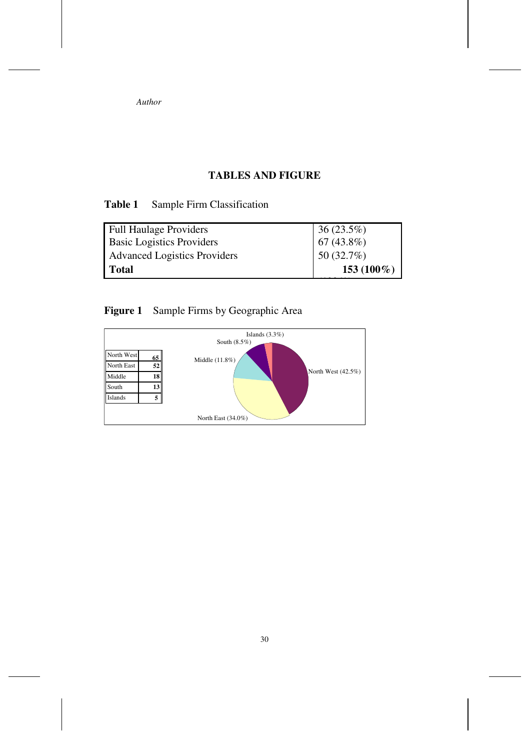## TABLES AND FIGURE

**Table 1** Sample Firm Classification

| | |
|---|---|
| Full Haulage Providers | 36 (23.5%) |
| Basic Logistics Providers | 67 (43.8%) |
| Advanced Logistics Providers | 50 (32.7%) |
| **Total** | **153 (100%)** |

**Figure 1** Sample Firms by Geographic Area

| | |
|---|---|
| North West | 65 |
| North East | 52 |
| Middle | 18 |
| South | 13 |
| Islands | 5 |

North West (42.5%), North East (34.0%), Middle (11.8%), South (8.5%), Islands (3.3%)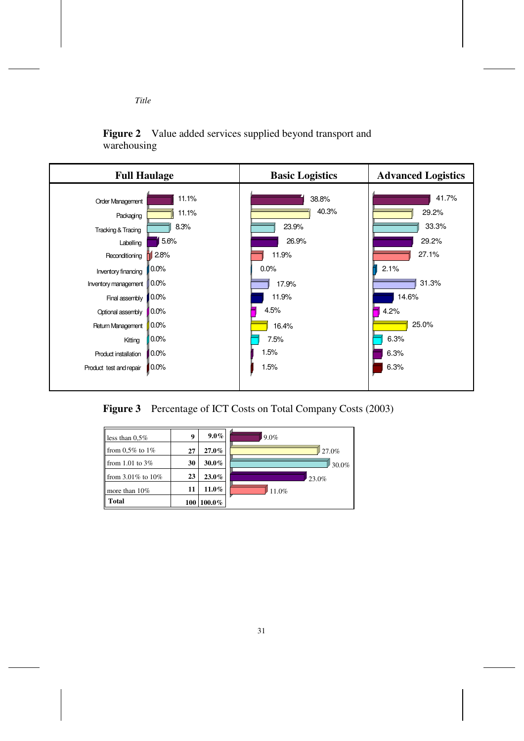**Figure 2** Value added services supplied beyond transport and warehousing

| | Full Haulage | Basic Logistics | Advanced Logistics |
|---|---|---|---|
| Order Management | 11.1% | 38.8% | 41.7% |
| Packaging | 11.1% | 40.3% | 29.2% |
| Tracking & Tracing | 8.3% | 23.9% | 33.3% |
| Labelling | 5.6% | 26.9% | 29.2% |
| Reconditioning | 2.8% | 11.9% | 27.1% |
| Inventory financing | 0.0% | 0.0% | 2.1% |
| Inventory management | 0.0% | 17.9% | 31.3% |
| Final assembly | 0.0% | 11.9% | 14.6% |
| Optional assembly | 0.0% | 4.5% | 4.2% |
| Return Management | 0.0% | 16.4% | 25.0% |
| Kitting | 0.0% | 7.5% | 6.3% |
| Product installation | 0.0% | 1.5% | 6.3% |
| Product test and repair | 0.0% | 1.5% | 6.3% |

**Figure 3** Percentage of ICT Costs on Total Company Costs (2003)

| | | |
|---|---|---|
| less than 0,5% | 9 | 9.0% |
| from 0,5% to 1% | 27 | 27.0% |
| from 1.01 to 3% | 30 | 30.0% |
| from 3.01% to 10% | 23 | 23.0% |
| more than 10% | 11 | 11.0% |
| **Total** | 100 | 100.0% |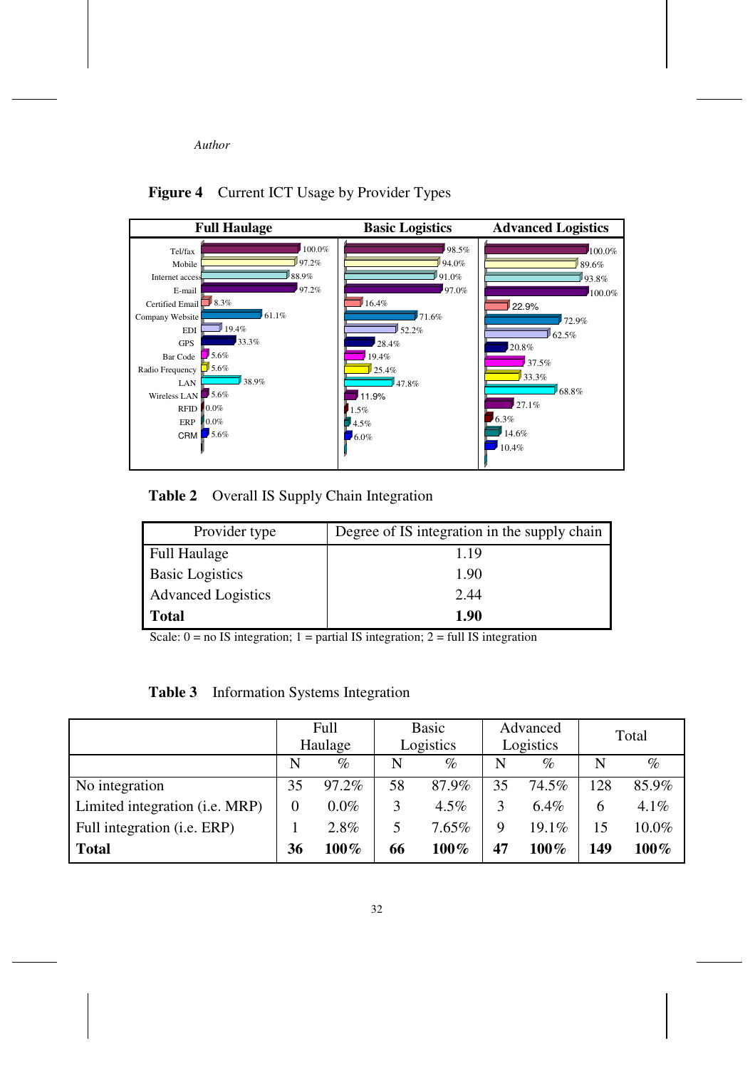**Figure 4** Current ICT Usage by Provider Types

| | Full Haulage | Basic Logistics | Advanced Logistics |
|---|---|---|---|
| Tel/fax | 100.0% | 98.5% | 100.0% |
| Mobile | 97.2% | 94.0% | 89.6% |
| Internet access | 88.9% | 91.0% | 93.8% |
| E-mail | 97.2% | 97.0% | 100.0% |
| Certified Email | 8.3% | 16.4% | 22.9% |
| Company Website | 61.1% | 71.6% | 72.9% |
| EDI | 19.4% | 52.2% | 62.5% |
| GPS | 33.3% | 28.4% | 20.8% |
| Bar Code | 5.6% | 19.4% | 37.5% |
| Radio Frequency | 5.6% | 25.4% | 33.3% |
| LAN | 38.9% | 47.8% | 68.8% |
| Wireless LAN | 5.6% | 11.9% | 27.1% |
| RFID | 0.0% | 1.5% | 6.3% |
| ERP | 0.0% | 4.5% | 14.6% |
| CRM | 5.6% | 6.0% | 10.4% |

**Table 2** Overall IS Supply Chain Integration

| Provider type | Degree of IS integration in the supply chain |
|---|---|
| Full Haulage | 1.19 |
| Basic Logistics | 1.90 |
| Advanced Logistics | 2.44 |
| **Total** | **1.90** |

Scale: 0 = no IS integration; 1 = partial IS integration; 2 = full IS integration

**Table 3** Information Systems Integration

| | Full Haulage | | Basic Logistics | | Advanced Logistics | | Total | |
|---|---|---|---|---|---|---|---|---|
| | N | % | N | % | N | % | N | % |
| No integration | 35 | 97.2% | 58 | 87.9% | 35 | 74.5% | 128 | 85.9% |
| Limited integration (i.e. MRP) | 0 | 0.0% | 3 | 4.5% | 3 | 6.4% | 6 | 4.1% |
| Full integration (i.e. ERP) | 1 | 2.8% | 5 | 7.65% | 9 | 19.1% | 15 | 10.0% |
| **Total** | **36** | **100%** | **66** | **100%** | **47** | **100%** | **149** | **100%** |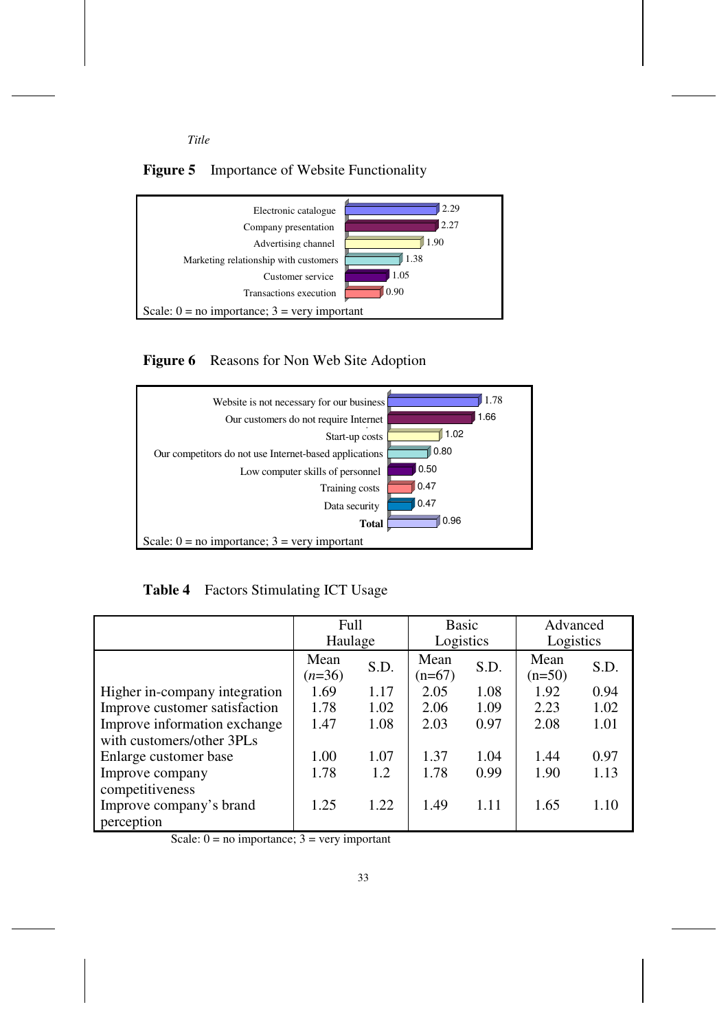**Figure 5** Importance of Website Functionality

| Function | Score |
|---|---|
| Electronic catalogue | 2.29 |
| Company presentation | 2.27 |
| Advertising channel | 1.90 |
| Marketing relationship with customers | 1.38 |
| Customer service | 1.05 |
| Transactions execution | 0.90 |

Scale: 0 = no importance; 3 = very important

**Figure 6** Reasons for Non Web Site Adoption

| Reason | Score |
|---|---|
| Website is not necessary for our business | 1.78 |
| Our customers do not require Internet | 1.66 |
| Start-up costs | 1.02 |
| Our competitors do not use Internet-based applications | 0.80 |
| Low computer skills of personnel | 0.50 |
| Training costs | 0.47 |
| Data security | 0.47 |
| **Total** | 0.96 |

Scale: 0 = no importance; 3 = very important

**Table 4** Factors Stimulating ICT Usage

| | Full Haulage | | Basic Logistics | | Advanced Logistics | |
|---|---|---|---|---|---|---|
| | Mean (*n*=36) | S.D. | Mean (n=67) | S.D. | Mean (n=50) | S.D. |
| Higher in-company integration | 1.69 | 1.17 | 2.05 | 1.08 | 1.92 | 0.94 |
| Improve customer satisfaction | 1.78 | 1.02 | 2.06 | 1.09 | 2.23 | 1.02 |
| Improve information exchange with customers/other 3PLs | 1.47 | 1.08 | 2.03 | 0.97 | 2.08 | 1.01 |
| Enlarge customer base | 1.00 | 1.07 | 1.37 | 1.04 | 1.44 | 0.97 |
| Improve company competitiveness | 1.78 | 1.2 | 1.78 | 0.99 | 1.90 | 1.13 |
| Improve company's brand perception | 1.25 | 1.22 | 1.49 | 1.11 | 1.65 | 1.10 |

Scale: 0 = no importance; 3 = very important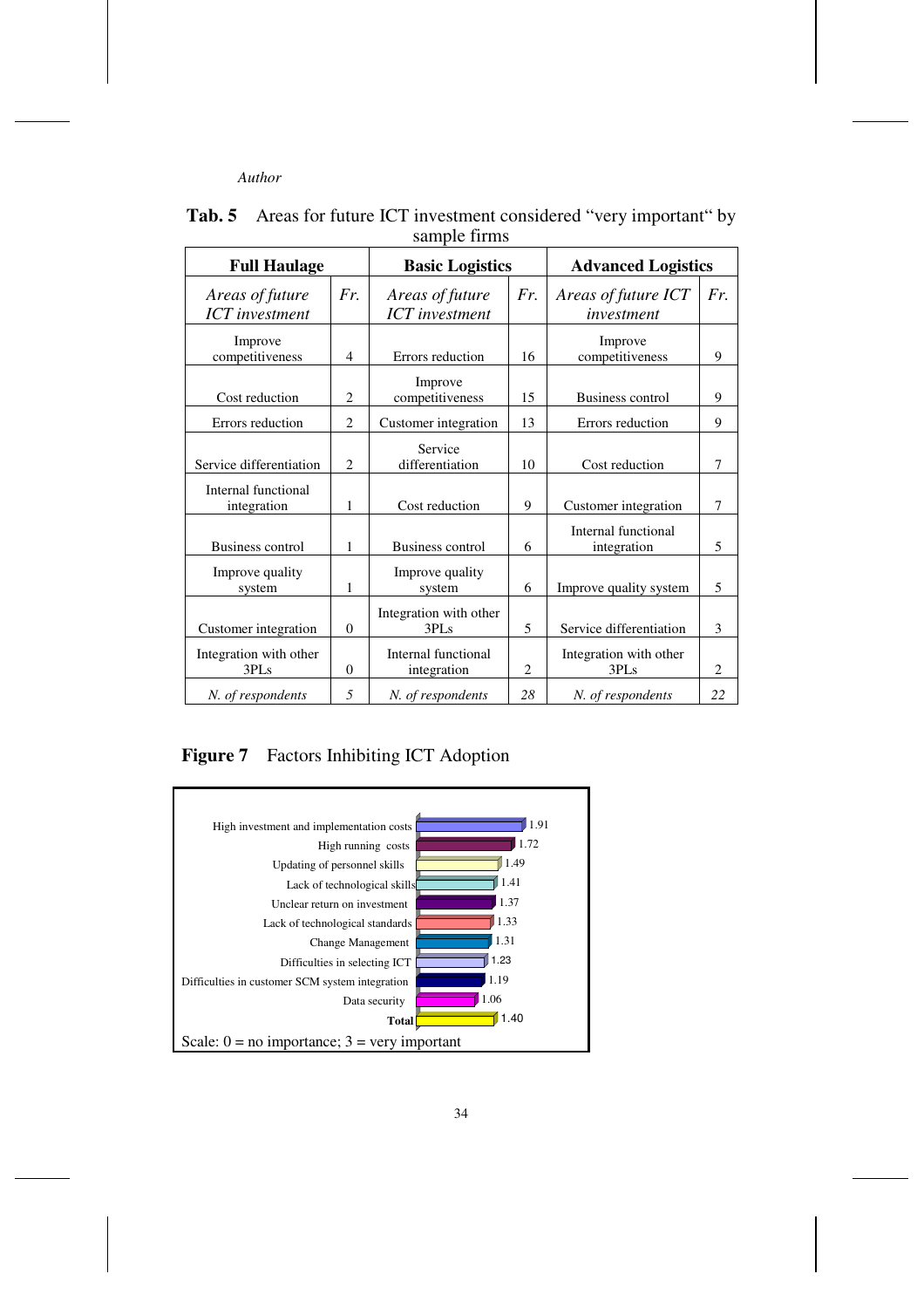**Tab. 5** Areas for future ICT investment considered "very important" by sample firms

| Full Haulage | | Basic Logistics | | Advanced Logistics | |
|---|---|---|---|---|---|
| *Areas of future ICT investment* | *Fr.* | *Areas of future ICT investment* | *Fr.* | *Areas of future ICT investment* | *Fr.* |
| Improve competitiveness | 4 | Errors reduction | 16 | Improve competitiveness | 9 |
| Cost reduction | 2 | Improve competitiveness | 15 | Business control | 9 |
| Errors reduction | 2 | Customer integration | 13 | Errors reduction | 9 |
| Service differentiation | 2 | Service differentiation | 10 | Cost reduction | 7 |
| Internal functional integration | 1 | Cost reduction | 9 | Customer integration | 7 |
| Business control | 1 | Business control | 6 | Internal functional integration | 5 |
| Improve quality system | 1 | Improve quality system | 6 | Improve quality system | 5 |
| Customer integration | 0 | Integration with other 3PLs | 5 | Service differentiation | 3 |
| Integration with other 3PLs | 0 | Internal functional integration | 2 | Integration with other 3PLs | 2 |
| *N. of respondents* | *5* | *N. of respondents* | *28* | *N. of respondents* | *22* |

**Figure 7** Factors Inhibiting ICT Adoption

High investment and implementation costs 1.91
High running costs 1.72
Updating of personnel skills 1.49
Lack of technological skills 1.41
Unclear return on investment 1.37
Lack of technological standards 1.33
Change Management 1.31
Difficulties in selecting ICT 1.23
Difficulties in customer SCM system integration 1.19
Data security 1.06
**Total** 1.40

Scale: 0 = no importance; 3 = very important